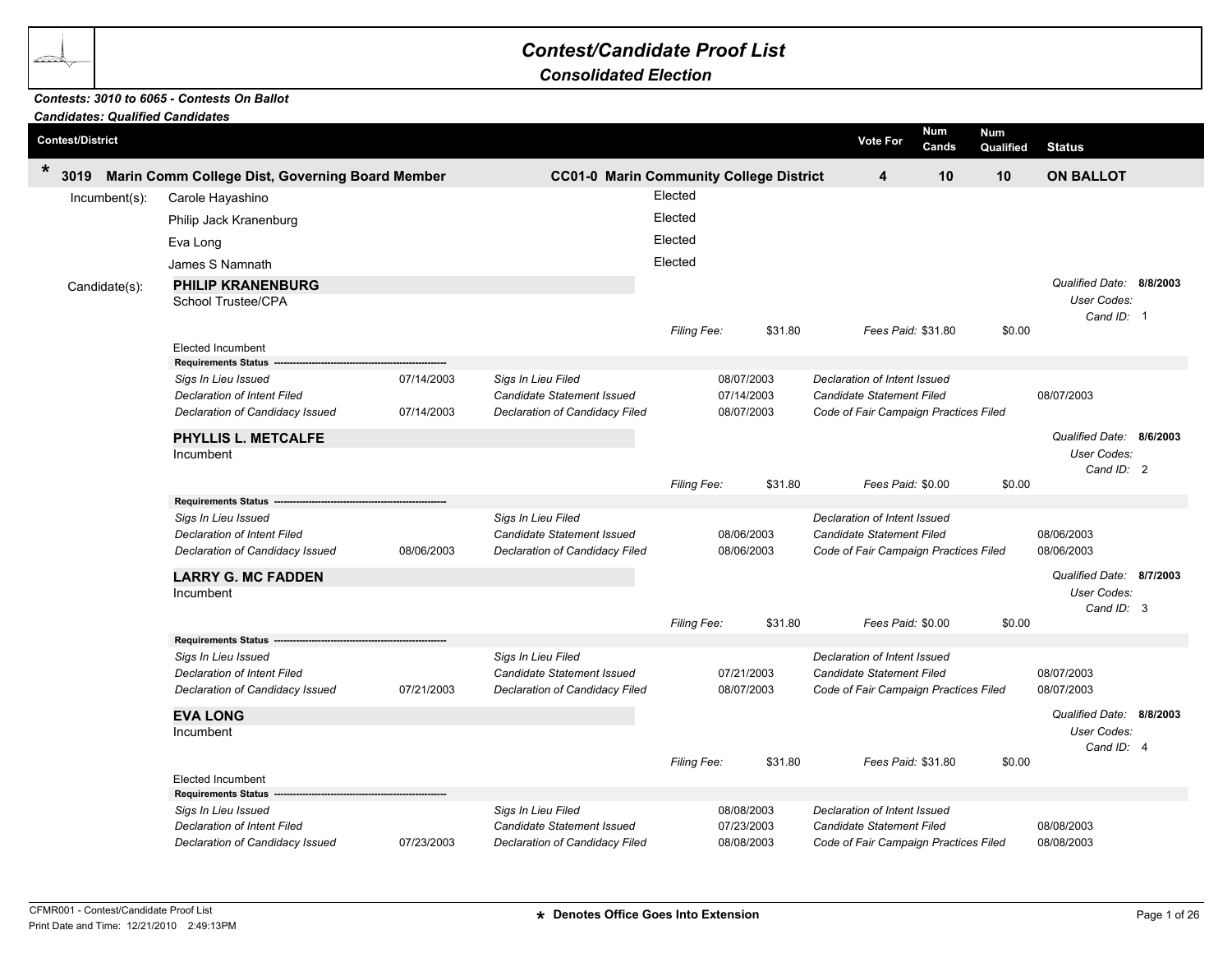# Contest/Candidate Proof List

## Consolidated Election

***Contests: 3010 to 6065 - Contests On Ballot***
***Candidates: Qualified Candidates***

| Contest/District | | Vote For | Num Cands | Num Qualified | Status |
|---|---|---|---|---|---|
| * **3019 Marin Comm College Dist, Governing Board Member** | **CC01-0 Marin Community College District** | **4** | **10** | **10** | **ON BALLOT** |

Incumbent(s):

| Name | Status |
|---|---|
| Carole Hayashino | Elected |
| Philip Jack Kranenburg | Elected |
| Eva Long | Elected |
| James S Namnath | Elected |

Candidate(s):

### PHILIP KRANENBURG

School Trustee/CPA

*Qualified Date:* **8/8/2003**
*User Codes:*
*Cand ID:* 1

*Filing Fee:* $31.80 *Fees Paid:* $31.80 $0.00

Elected Incumbent

**Requirements Status**

| | | | | | |
|---|---|---|---|---|---|
| *Sigs In Lieu Issued* | 07/14/2003 | *Sigs In Lieu Filed* | 08/07/2003 | *Declaration of Intent Issued* | |
| *Declaration of Intent Filed* | | *Candidate Statement Issued* | 07/14/2003 | *Candidate Statement Filed* | 08/07/2003 |
| *Declaration of Candidacy Issued* | 07/14/2003 | *Declaration of Candidacy Filed* | 08/07/2003 | *Code of Fair Campaign Practices Filed* | |

### PHYLLIS L. METCALFE

Incumbent

*Qualified Date:* **8/6/2003**
*User Codes:*
*Cand ID:* 2

*Filing Fee:* $31.80 *Fees Paid:* $0.00 $0.00

**Requirements Status**

| | | | | | |
|---|---|---|---|---|---|
| *Sigs In Lieu Issued* | | *Sigs In Lieu Filed* | | *Declaration of Intent Issued* | |
| *Declaration of Intent Filed* | | *Candidate Statement Issued* | 08/06/2003 | *Candidate Statement Filed* | 08/06/2003 |
| *Declaration of Candidacy Issued* | 08/06/2003 | *Declaration of Candidacy Filed* | 08/06/2003 | *Code of Fair Campaign Practices Filed* | 08/06/2003 |

### LARRY G. MC FADDEN

Incumbent

*Qualified Date:* **8/7/2003**
*User Codes:*
*Cand ID:* 3

*Filing Fee:* $31.80 *Fees Paid:* $0.00 $0.00

**Requirements Status**

| | | | | | |
|---|---|---|---|---|---|
| *Sigs In Lieu Issued* | | *Sigs In Lieu Filed* | | *Declaration of Intent Issued* | |
| *Declaration of Intent Filed* | | *Candidate Statement Issued* | 07/21/2003 | *Candidate Statement Filed* | 08/07/2003 |
| *Declaration of Candidacy Issued* | 07/21/2003 | *Declaration of Candidacy Filed* | 08/07/2003 | *Code of Fair Campaign Practices Filed* | 08/07/2003 |

### EVA LONG

Incumbent

*Qualified Date:* **8/8/2003**
*User Codes:*
*Cand ID:* 4

*Filing Fee:* $31.80 *Fees Paid:* $31.80 $0.00

Elected Incumbent

**Requirements Status**

| | | | | | |
|---|---|---|---|---|---|
| *Sigs In Lieu Issued* | | *Sigs In Lieu Filed* | 08/08/2003 | *Declaration of Intent Issued* | |
| *Declaration of Intent Filed* | | *Candidate Statement Issued* | 07/23/2003 | *Candidate Statement Filed* | 08/08/2003 |
| *Declaration of Candidacy Issued* | 07/23/2003 | *Declaration of Candidacy Filed* | 08/08/2003 | *Code of Fair Campaign Practices Filed* | 08/08/2003 |

CFMR001 - Contest/Candidate Proof List
Print Date and Time: 12/21/2010 2:49:13PM

**\* Denotes Office Goes Into Extension**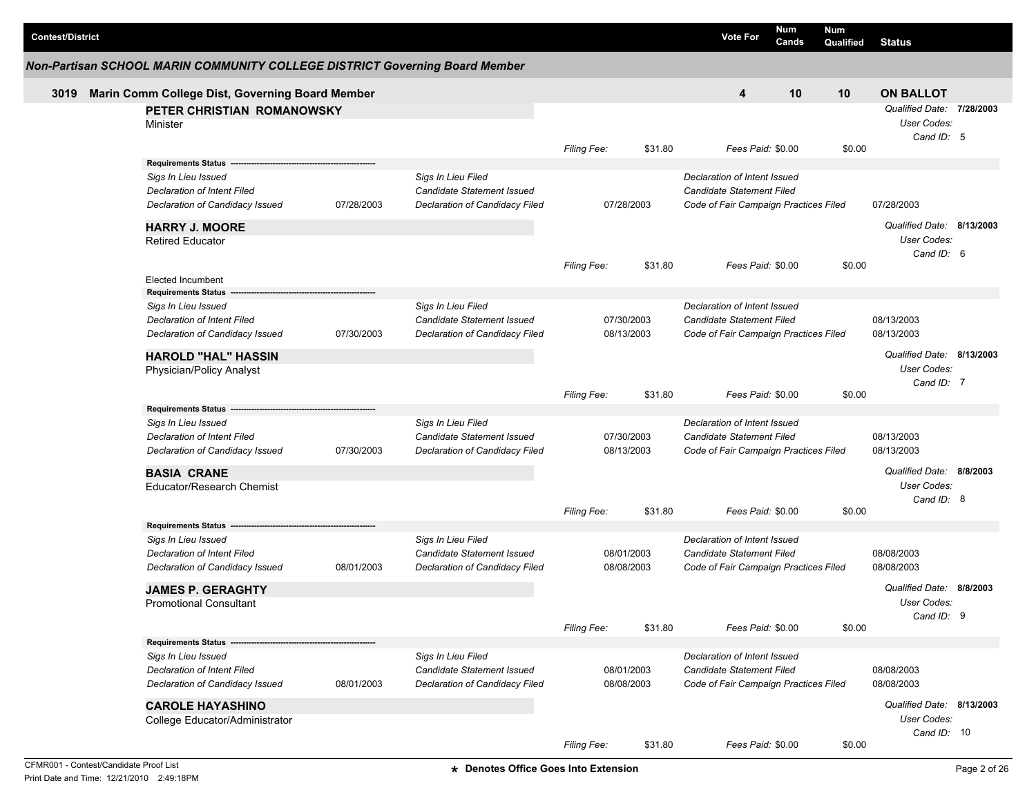| Contest/District | Vote For | Num Cands | Num Qualified | Status |
|---|---|---|---|---|

## Non-Partisan SCHOOL MARIN COMMUNITY COLLEGE DISTRICT Governing Board Member

| 3019 Marin Comm College Dist, Governing Board Member | 4 | 10 | 10 | ON BALLOT |
|---|---|---|---|---|

### PETER CHRISTIAN ROMANOWSKY

Minister

*Qualified Date:* **7/28/2003**
*User Codes:*
*Cand ID:* 5

*Filing Fee:* $31.80 *Fees Paid:* $0.00 $0.00

**Requirements Status**

| | | | | | |
|---|---|---|---|---|---|
| *Sigs In Lieu Issued* | | *Sigs In Lieu Filed* | | *Declaration of Intent Issued* | |
| *Declaration of Intent Filed* | | *Candidate Statement Issued* | | *Candidate Statement Filed* | |
| *Declaration of Candidacy Issued* | 07/28/2003 | *Declaration of Candidacy Filed* | 07/28/2003 | *Code of Fair Campaign Practices Filed* | 07/28/2003 |

### HARRY J. MOORE

Retired Educator

*Qualified Date:* **8/13/2003**
*User Codes:*
*Cand ID:* 6

*Filing Fee:* $31.80 *Fees Paid:* $0.00 $0.00

Elected Incumbent

**Requirements Status**

| | | | | | |
|---|---|---|---|---|---|
| *Sigs In Lieu Issued* | | *Sigs In Lieu Filed* | | *Declaration of Intent Issued* | |
| *Declaration of Intent Filed* | | *Candidate Statement Issued* | 07/30/2003 | *Candidate Statement Filed* | 08/13/2003 |
| *Declaration of Candidacy Issued* | 07/30/2003 | *Declaration of Candidacy Filed* | 08/13/2003 | *Code of Fair Campaign Practices Filed* | 08/13/2003 |

### HAROLD "HAL" HASSIN

Physician/Policy Analyst

*Qualified Date:* **8/13/2003**
*User Codes:*
*Cand ID:* 7

*Filing Fee:* $31.80 *Fees Paid:* $0.00 $0.00

**Requirements Status**

| | | | | | |
|---|---|---|---|---|---|
| *Sigs In Lieu Issued* | | *Sigs In Lieu Filed* | | *Declaration of Intent Issued* | |
| *Declaration of Intent Filed* | | *Candidate Statement Issued* | 07/30/2003 | *Candidate Statement Filed* | 08/13/2003 |
| *Declaration of Candidacy Issued* | 07/30/2003 | *Declaration of Candidacy Filed* | 08/13/2003 | *Code of Fair Campaign Practices Filed* | 08/13/2003 |

### BASIA CRANE

Educator/Research Chemist

*Qualified Date:* **8/8/2003**
*User Codes:*
*Cand ID:* 8

*Filing Fee:* $31.80 *Fees Paid:* $0.00 $0.00

**Requirements Status**

| | | | | | |
|---|---|---|---|---|---|
| *Sigs In Lieu Issued* | | *Sigs In Lieu Filed* | | *Declaration of Intent Issued* | |
| *Declaration of Intent Filed* | | *Candidate Statement Issued* | 08/01/2003 | *Candidate Statement Filed* | 08/08/2003 |
| *Declaration of Candidacy Issued* | 08/01/2003 | *Declaration of Candidacy Filed* | 08/08/2003 | *Code of Fair Campaign Practices Filed* | 08/08/2003 |

### JAMES P. GERAGHTY

Promotional Consultant

*Qualified Date:* **8/8/2003**
*User Codes:*
*Cand ID:* 9

*Filing Fee:* $31.80 *Fees Paid:* $0.00 $0.00

**Requirements Status**

| | | | | | |
|---|---|---|---|---|---|
| *Sigs In Lieu Issued* | | *Sigs In Lieu Filed* | | *Declaration of Intent Issued* | |
| *Declaration of Intent Filed* | | *Candidate Statement Issued* | 08/01/2003 | *Candidate Statement Filed* | 08/08/2003 |
| *Declaration of Candidacy Issued* | 08/01/2003 | *Declaration of Candidacy Filed* | 08/08/2003 | *Code of Fair Campaign Practices Filed* | 08/08/2003 |

### CAROLE HAYASHINO

College Educator/Administrator

*Qualified Date:* **8/13/2003**
*User Codes:*
*Cand ID:* 10

*Filing Fee:* $31.80 *Fees Paid:* $0.00 $0.00

CFMR001 - Contest/Candidate Proof List
Print Date and Time: 12/21/2010 2:49:18PM

**\* Denotes Office Goes Into Extension**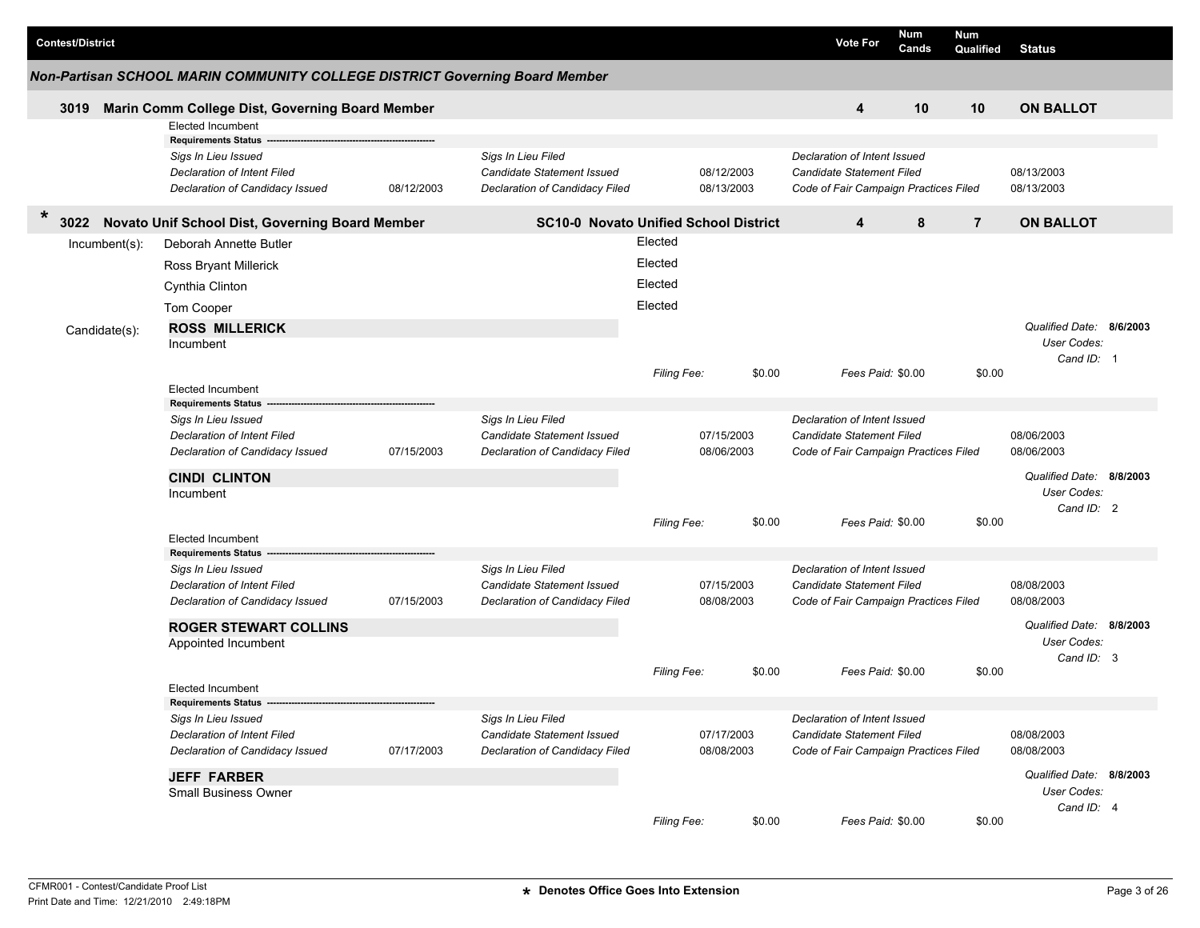| Contest/District | | Vote For | Num Cands | Num Qualified | Status |
|---|---|---|---|---|---|

## Non-Partisan SCHOOL MARIN COMMUNITY COLLEGE DISTRICT Governing Board Member

| Contest/District | | Vote For | Num Cands | Num Qualified | Status |
|---|---|---|---|---|---|
| **3019 Marin Comm College Dist, Governing Board Member** | | **4** | **10** | **10** | **ON BALLOT** |

Elected Incumbent

**Requirements Status** ---

| | | | | | |
|---|---|---|---|---|---|
| *Sigs In Lieu Issued* | | *Sigs In Lieu Filed* | | *Declaration of Intent Issued* | |
| *Declaration of Intent Filed* | | *Candidate Statement Issued* | 08/12/2003 | *Candidate Statement Filed* | 08/13/2003 |
| *Declaration of Candidacy Issued* | 08/12/2003 | *Declaration of Candidacy Filed* | 08/13/2003 | *Code of Fair Campaign Practices Filed* | 08/13/2003 |

| Contest/District | | Vote For | Num Cands | Num Qualified | Status |
|---|---|---|---|---|---|
| *** 3022 Novato Unif School Dist, Governing Board Member** | **SC10-0 Novato Unified School District** | **4** | **8** | **7** | **ON BALLOT** |

Incumbent(s):

| | |
|---|---|
| Deborah Annette Butler | Elected |
| Ross Bryant Millerick | Elected |
| Cynthia Clinton | Elected |
| Tom Cooper | Elected |

Candidate(s):

**ROSS MILLERICK**
Incumbent

*Qualified Date:* **8/6/2003**
*User Codes:*
*Cand ID:* 1

*Filing Fee:* $0.00 *Fees Paid:* $0.00 $0.00

Elected Incumbent

**Requirements Status** ---

| | | | | | |
|---|---|---|---|---|---|
| *Sigs In Lieu Issued* | | *Sigs In Lieu Filed* | | *Declaration of Intent Issued* | |
| *Declaration of Intent Filed* | | *Candidate Statement Issued* | 07/15/2003 | *Candidate Statement Filed* | 08/06/2003 |
| *Declaration of Candidacy Issued* | 07/15/2003 | *Declaration of Candidacy Filed* | 08/06/2003 | *Code of Fair Campaign Practices Filed* | 08/06/2003 |

**CINDI CLINTON**
Incumbent

*Qualified Date:* **8/8/2003**
*User Codes:*
*Cand ID:* 2

*Filing Fee:* $0.00 *Fees Paid:* $0.00 $0.00

Elected Incumbent

**Requirements Status** ---

| | | | | | |
|---|---|---|---|---|---|
| *Sigs In Lieu Issued* | | *Sigs In Lieu Filed* | | *Declaration of Intent Issued* | |
| *Declaration of Intent Filed* | | *Candidate Statement Issued* | 07/15/2003 | *Candidate Statement Filed* | 08/08/2003 |
| *Declaration of Candidacy Issued* | 07/15/2003 | *Declaration of Candidacy Filed* | 08/08/2003 | *Code of Fair Campaign Practices Filed* | 08/08/2003 |

**ROGER STEWART COLLINS**
Appointed Incumbent

*Qualified Date:* **8/8/2003**
*User Codes:*
*Cand ID:* 3

*Filing Fee:* $0.00 *Fees Paid:* $0.00 $0.00

Elected Incumbent

**Requirements Status** ---

| | | | | | |
|---|---|---|---|---|---|
| *Sigs In Lieu Issued* | | *Sigs In Lieu Filed* | | *Declaration of Intent Issued* | |
| *Declaration of Intent Filed* | | *Candidate Statement Issued* | 07/17/2003 | *Candidate Statement Filed* | 08/08/2003 |
| *Declaration of Candidacy Issued* | 07/17/2003 | *Declaration of Candidacy Filed* | 08/08/2003 | *Code of Fair Campaign Practices Filed* | 08/08/2003 |

**JEFF FARBER**
Small Business Owner

*Qualified Date:* **8/8/2003**
*User Codes:*
*Cand ID:* 4

*Filing Fee:* $0.00 *Fees Paid:* $0.00 $0.00

CFMR001 - Contest/Candidate Proof List
Print Date and Time: 12/21/2010 2:49:18PM

* Denotes Office Goes Into Extension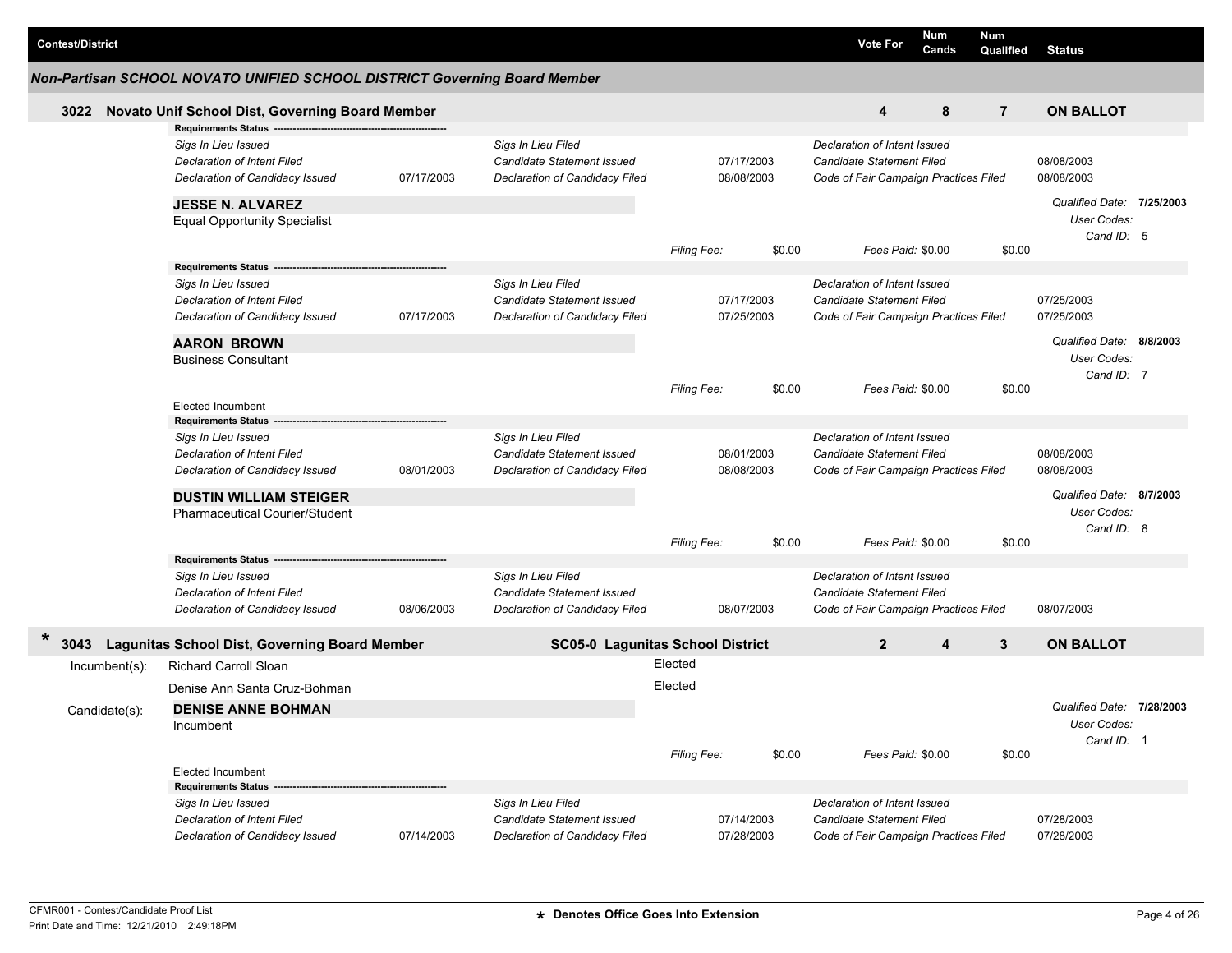| Contest/District | Vote For | Num Cands | Num Qualified | Status |
|---|---|---|---|---|

## Non-Partisan SCHOOL NOVATO UNIFIED SCHOOL DISTRICT Governing Board Member

**3022 Novato Unif School Dist, Governing Board Member** — Vote For: **4** — Num Cands: **8** — Num Qualified: **7** — **ON BALLOT**

**Requirements Status**

| | | | | | |
|---|---|---|---|---|---|
| *Sigs In Lieu Issued* | | *Sigs In Lieu Filed* | | *Declaration of Intent Issued* | |
| *Declaration of Intent Filed* | | *Candidate Statement Issued* | 07/17/2003 | *Candidate Statement Filed* | 08/08/2003 |
| *Declaration of Candidacy Issued* | 07/17/2003 | *Declaration of Candidacy Filed* | 08/08/2003 | *Code of Fair Campaign Practices Filed* | 08/08/2003 |

**JESSE N. ALVAREZ**
Equal Opportunity Specialist

*Qualified Date:* **7/25/2003**
*User Codes:*
*Cand ID:* 5

*Filing Fee:* $0.00 *Fees Paid:* $0.00 $0.00

**Requirements Status**

| | | | | | |
|---|---|---|---|---|---|
| *Sigs In Lieu Issued* | | *Sigs In Lieu Filed* | | *Declaration of Intent Issued* | |
| *Declaration of Intent Filed* | | *Candidate Statement Issued* | 07/17/2003 | *Candidate Statement Filed* | 07/25/2003 |
| *Declaration of Candidacy Issued* | 07/17/2003 | *Declaration of Candidacy Filed* | 07/25/2003 | *Code of Fair Campaign Practices Filed* | 07/25/2003 |

**AARON BROWN**
Business Consultant

*Qualified Date:* **8/8/2003**
*User Codes:*
*Cand ID:* 7

*Filing Fee:* $0.00 *Fees Paid:* $0.00 $0.00

Elected Incumbent

**Requirements Status**

| | | | | | |
|---|---|---|---|---|---|
| *Sigs In Lieu Issued* | | *Sigs In Lieu Filed* | | *Declaration of Intent Issued* | |
| *Declaration of Intent Filed* | | *Candidate Statement Issued* | 08/01/2003 | *Candidate Statement Filed* | 08/08/2003 |
| *Declaration of Candidacy Issued* | 08/01/2003 | *Declaration of Candidacy Filed* | 08/08/2003 | *Code of Fair Campaign Practices Filed* | 08/08/2003 |

**DUSTIN WILLIAM STEIGER**
Pharmaceutical Courier/Student

*Qualified Date:* **8/7/2003**
*User Codes:*
*Cand ID:* 8

*Filing Fee:* $0.00 *Fees Paid:* $0.00 $0.00

**Requirements Status**

| | | | | | |
|---|---|---|---|---|---|
| *Sigs In Lieu Issued* | | *Sigs In Lieu Filed* | | *Declaration of Intent Issued* | |
| *Declaration of Intent Filed* | | *Candidate Statement Issued* | | *Candidate Statement Filed* | |
| *Declaration of Candidacy Issued* | 08/06/2003 | *Declaration of Candidacy Filed* | 08/07/2003 | *Code of Fair Campaign Practices Filed* | 08/07/2003 |

\* **3043 Lagunitas School Dist, Governing Board Member** — **SC05-0 Lagunitas School District** — Vote For: **2** — Num Cands: **4** — Num Qualified: **3** — **ON BALLOT**

Incumbent(s):
- Richard Carroll Sloan — Elected
- Denise Ann Santa Cruz-Bohman — Elected

Candidate(s):

**DENISE ANNE BOHMAN**
Incumbent

*Qualified Date:* **7/28/2003**
*User Codes:*
*Cand ID:* 1

*Filing Fee:* $0.00 *Fees Paid:* $0.00 $0.00

Elected Incumbent

**Requirements Status**

| | | | | | |
|---|---|---|---|---|---|
| *Sigs In Lieu Issued* | | *Sigs In Lieu Filed* | | *Declaration of Intent Issued* | |
| *Declaration of Intent Filed* | | *Candidate Statement Issued* | 07/14/2003 | *Candidate Statement Filed* | 07/28/2003 |
| *Declaration of Candidacy Issued* | 07/14/2003 | *Declaration of Candidacy Filed* | 07/28/2003 | *Code of Fair Campaign Practices Filed* | 07/28/2003 |

CFMR001 - Contest/Candidate Proof List
Print Date and Time: 12/21/2010 2:49:18PM

\* Denotes Office Goes Into Extension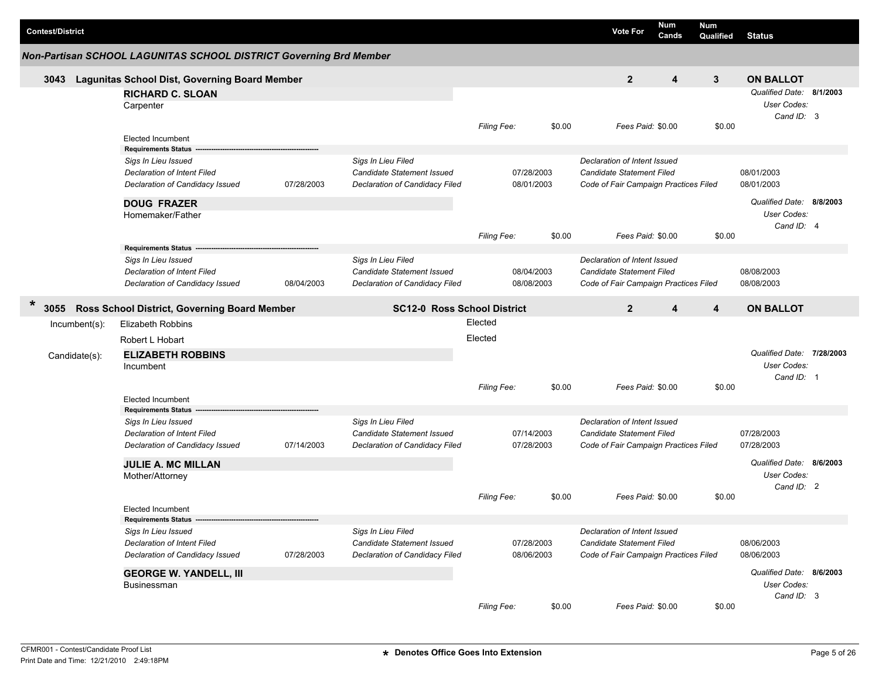| Contest/District | Vote For | Num Cands | Num Qualified | Status |
|---|---|---|---|---|

## Non-Partisan SCHOOL LAGUNITAS SCHOOL DISTRICT Governing Brd Member

| | Vote For | Num Cands | Num Qualified | Status |
|---|---|---|---|---|
| **3043 Lagunitas School Dist, Governing Board Member** | **2** | **4** | **3** | **ON BALLOT** |

**RICHARD C. SLOAN**
Carpenter

*Qualified Date:* **8/1/2003**
*User Codes:*
*Cand ID:* 3

*Filing Fee:* $0.00 *Fees Paid:* $0.00 $0.00

Elected Incumbent

**Requirements Status**

| | | | | | |
|---|---|---|---|---|---|
| *Sigs In Lieu Issued* | | *Sigs In Lieu Filed* | | *Declaration of Intent Issued* | |
| *Declaration of Intent Filed* | | *Candidate Statement Issued* | 07/28/2003 | *Candidate Statement Filed* | 08/01/2003 |
| *Declaration of Candidacy Issued* | 07/28/2003 | *Declaration of Candidacy Filed* | 08/01/2003 | *Code of Fair Campaign Practices Filed* | 08/01/2003 |

**DOUG FRAZER**
Homemaker/Father

*Qualified Date:* **8/8/2003**
*User Codes:*
*Cand ID:* 4

*Filing Fee:* $0.00 *Fees Paid:* $0.00 $0.00

**Requirements Status**

| | | | | | |
|---|---|---|---|---|---|
| *Sigs In Lieu Issued* | | *Sigs In Lieu Filed* | | *Declaration of Intent Issued* | |
| *Declaration of Intent Filed* | | *Candidate Statement Issued* | 08/04/2003 | *Candidate Statement Filed* | 08/08/2003 |
| *Declaration of Candidacy Issued* | 08/04/2003 | *Declaration of Candidacy Filed* | 08/08/2003 | *Code of Fair Campaign Practices Filed* | 08/08/2003 |

| | | Vote For | Num Cands | Num Qualified | Status |
|---|---|---|---|---|---|
| * **3055 Ross School District, Governing Board Member** | **SC12-0 Ross School District** | **2** | **4** | **4** | **ON BALLOT** |

Incumbent(s):
- Elizabeth Robbins — Elected
- Robert L Hobart — Elected

Candidate(s):

**ELIZABETH ROBBINS**
Incumbent

*Qualified Date:* **7/28/2003**
*User Codes:*
*Cand ID:* 1

*Filing Fee:* $0.00 *Fees Paid:* $0.00 $0.00

Elected Incumbent

**Requirements Status**

| | | | | | |
|---|---|---|---|---|---|
| *Sigs In Lieu Issued* | | *Sigs In Lieu Filed* | | *Declaration of Intent Issued* | |
| *Declaration of Intent Filed* | | *Candidate Statement Issued* | 07/14/2003 | *Candidate Statement Filed* | 07/28/2003 |
| *Declaration of Candidacy Issued* | 07/14/2003 | *Declaration of Candidacy Filed* | 07/28/2003 | *Code of Fair Campaign Practices Filed* | 07/28/2003 |

**JULIE A. MC MILLAN**
Mother/Attorney

*Qualified Date:* **8/6/2003**
*User Codes:*
*Cand ID:* 2

*Filing Fee:* $0.00 *Fees Paid:* $0.00 $0.00

Elected Incumbent

**Requirements Status**

| | | | | | |
|---|---|---|---|---|---|
| *Sigs In Lieu Issued* | | *Sigs In Lieu Filed* | | *Declaration of Intent Issued* | |
| *Declaration of Intent Filed* | | *Candidate Statement Issued* | 07/28/2003 | *Candidate Statement Filed* | 08/06/2003 |
| *Declaration of Candidacy Issued* | 07/28/2003 | *Declaration of Candidacy Filed* | 08/06/2003 | *Code of Fair Campaign Practices Filed* | 08/06/2003 |

**GEORGE W. YANDELL, III**
Businessman

*Qualified Date:* **8/6/2003**
*User Codes:*
*Cand ID:* 3

*Filing Fee:* $0.00 *Fees Paid:* $0.00 $0.00

CFMR001 - Contest/Candidate Proof List
Print Date and Time: 12/21/2010 2:49:18PM

* **Denotes Office Goes Into Extension**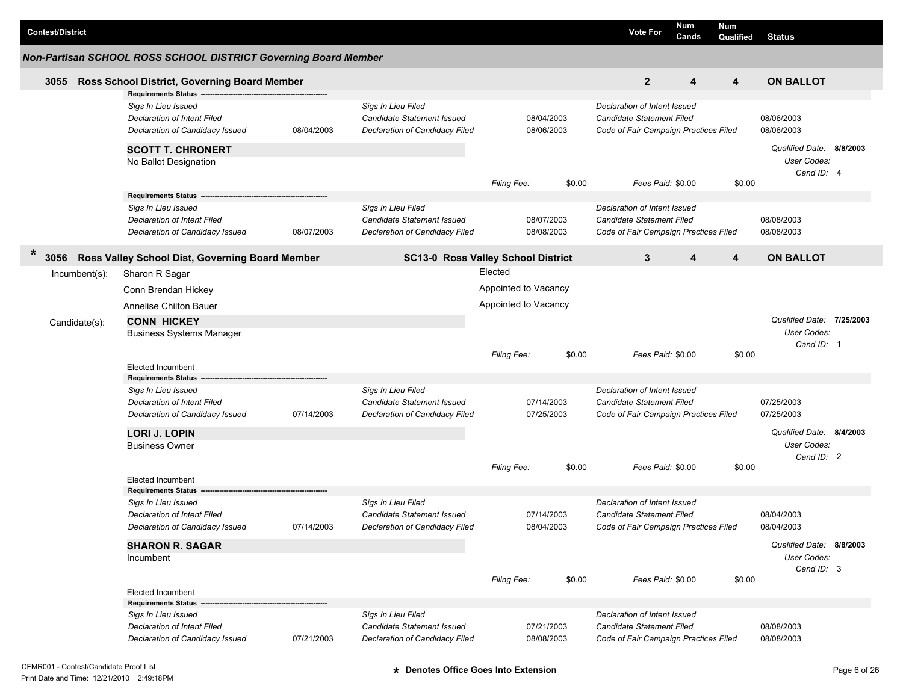| Contest/District | Vote For | Num Cands | Num Qualified | Status |
|---|---|---|---|---|

### Non-Partisan SCHOOL ROSS SCHOOL DISTRICT Governing Board Member

**3055 Ross School District, Governing Board Member** — Vote For: **2** — Num Cands: **4** — Num Qualified: **4** — Status: **ON BALLOT**

**Requirements Status**

| | | | | | |
|---|---|---|---|---|---|
| *Sigs In Lieu Issued* | | *Sigs In Lieu Filed* | | *Declaration of Intent Issued* | |
| *Declaration of Intent Filed* | | *Candidate Statement Issued* | 08/04/2003 | *Candidate Statement Filed* | 08/06/2003 |
| *Declaration of Candidacy Issued* | 08/04/2003 | *Declaration of Candidacy Filed* | 08/06/2003 | *Code of Fair Campaign Practices Filed* | 08/06/2003 |

**SCOTT T. CHRONERT**
No Ballot Designation

*Qualified Date:* **8/8/2003**
*User Codes:*
*Cand ID:* 4

*Filing Fee:* $0.00 *Fees Paid:* $0.00 $0.00

**Requirements Status**

| | | | | | |
|---|---|---|---|---|---|
| *Sigs In Lieu Issued* | | *Sigs In Lieu Filed* | | *Declaration of Intent Issued* | |
| *Declaration of Intent Filed* | | *Candidate Statement Issued* | 08/07/2003 | *Candidate Statement Filed* | 08/08/2003 |
| *Declaration of Candidacy Issued* | 08/07/2003 | *Declaration of Candidacy Filed* | 08/08/2003 | *Code of Fair Campaign Practices Filed* | 08/08/2003 |

**\* 3056 Ross Valley School Dist, Governing Board Member** — **SC13-0 Ross Valley School District** — Vote For: **3** — Num Cands: **4** — Num Qualified: **4** — Status: **ON BALLOT**

Incumbent(s):

| | |
|---|---|
| Sharon R Sagar | Elected |
| Conn Brendan Hickey | Appointed to Vacancy |
| Annelise Chilton Bauer | Appointed to Vacancy |

Candidate(s):

**CONN HICKEY**
Business Systems Manager

*Qualified Date:* **7/25/2003**
*User Codes:*
*Cand ID:* 1

*Filing Fee:* $0.00 *Fees Paid:* $0.00 $0.00

Elected Incumbent

**Requirements Status**

| | | | | | |
|---|---|---|---|---|---|
| *Sigs In Lieu Issued* | | *Sigs In Lieu Filed* | | *Declaration of Intent Issued* | |
| *Declaration of Intent Filed* | | *Candidate Statement Issued* | 07/14/2003 | *Candidate Statement Filed* | 07/25/2003 |
| *Declaration of Candidacy Issued* | 07/14/2003 | *Declaration of Candidacy Filed* | 07/25/2003 | *Code of Fair Campaign Practices Filed* | 07/25/2003 |

**LORI J. LOPIN**
Business Owner

*Qualified Date:* **8/4/2003**
*User Codes:*
*Cand ID:* 2

*Filing Fee:* $0.00 *Fees Paid:* $0.00 $0.00

Elected Incumbent

**Requirements Status**

| | | | | | |
|---|---|---|---|---|---|
| *Sigs In Lieu Issued* | | *Sigs In Lieu Filed* | | *Declaration of Intent Issued* | |
| *Declaration of Intent Filed* | | *Candidate Statement Issued* | 07/14/2003 | *Candidate Statement Filed* | 08/04/2003 |
| *Declaration of Candidacy Issued* | 07/14/2003 | *Declaration of Candidacy Filed* | 08/04/2003 | *Code of Fair Campaign Practices Filed* | 08/04/2003 |

**SHARON R. SAGAR**
Incumbent

*Qualified Date:* **8/8/2003**
*User Codes:*
*Cand ID:* 3

*Filing Fee:* $0.00 *Fees Paid:* $0.00 $0.00

Elected Incumbent

**Requirements Status**

| | | | | | |
|---|---|---|---|---|---|
| *Sigs In Lieu Issued* | | *Sigs In Lieu Filed* | | *Declaration of Intent Issued* | |
| *Declaration of Intent Filed* | | *Candidate Statement Issued* | 07/21/2003 | *Candidate Statement Filed* | 08/08/2003 |
| *Declaration of Candidacy Issued* | 07/21/2003 | *Declaration of Candidacy Filed* | 08/08/2003 | *Code of Fair Campaign Practices Filed* | 08/08/2003 |

CFMR001 - Contest/Candidate Proof List
Print Date and Time: 12/21/2010 2:49:18PM

**\* Denotes Office Goes Into Extension**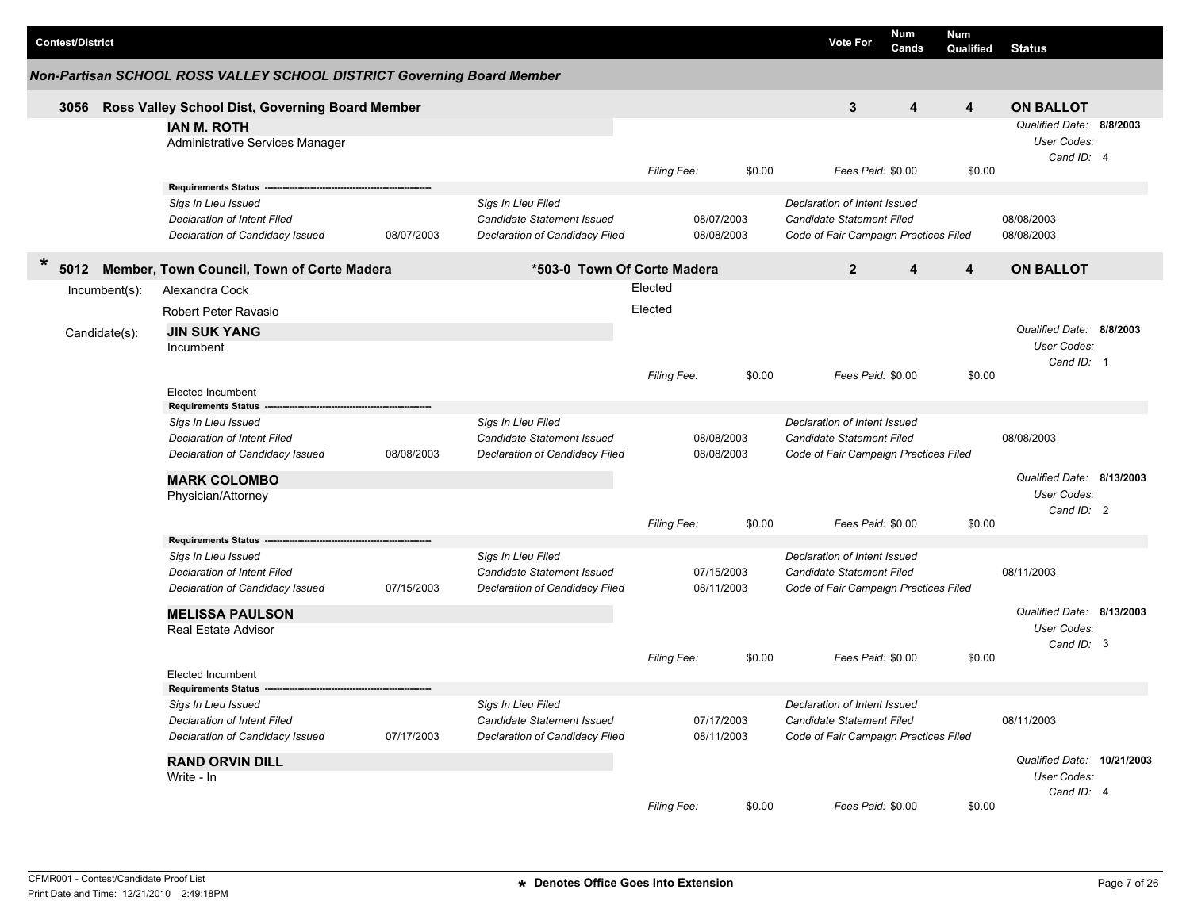| Contest/District | Vote For | Num Cands | Num Qualified | Status |
|---|---|---|---|---|

## Non-Partisan SCHOOL ROSS VALLEY SCHOOL DISTRICT Governing Board Member

**3056 Ross Valley School Dist, Governing Board Member** | Vote For: **3** | Num Cands: **4** | Num Qualified: **4** | **ON BALLOT**

**IAN M. ROTH**
Administrative Services Manager

*Qualified Date:* **8/8/2003**
*User Codes:*
*Cand ID:* 4

*Filing Fee:* $0.00 *Fees Paid:* $0.00 $0.00

**Requirements Status**

| | | | | | |
|---|---|---|---|---|---|
| *Sigs In Lieu Issued* | | *Sigs In Lieu Filed* | | *Declaration of Intent Issued* | |
| *Declaration of Intent Filed* | | *Candidate Statement Issued* | 08/07/2003 | *Candidate Statement Filed* | 08/08/2003 |
| *Declaration of Candidacy Issued* | 08/07/2003 | *Declaration of Candidacy Filed* | 08/08/2003 | *Code of Fair Campaign Practices Filed* | 08/08/2003 |

**\* 5012 Member, Town Council, Town of Corte Madera** — **\*503-0 Town Of Corte Madera** | Vote For: **2** | Num Cands: **4** | Num Qualified: **4** | **ON BALLOT**

Incumbent(s):
- Alexandra Cock — Elected
- Robert Peter Ravasio — Elected

Candidate(s):

**JIN SUK YANG**
Incumbent

*Qualified Date:* **8/8/2003**
*User Codes:*
*Cand ID:* 1

*Filing Fee:* $0.00 *Fees Paid:* $0.00 $0.00

Elected Incumbent

**Requirements Status**

| | | | | | |
|---|---|---|---|---|---|
| *Sigs In Lieu Issued* | | *Sigs In Lieu Filed* | | *Declaration of Intent Issued* | |
| *Declaration of Intent Filed* | | *Candidate Statement Issued* | 08/08/2003 | *Candidate Statement Filed* | 08/08/2003 |
| *Declaration of Candidacy Issued* | 08/08/2003 | *Declaration of Candidacy Filed* | 08/08/2003 | *Code of Fair Campaign Practices Filed* | |

**MARK COLOMBO**
Physician/Attorney

*Qualified Date:* **8/13/2003**
*User Codes:*
*Cand ID:* 2

*Filing Fee:* $0.00 *Fees Paid:* $0.00 $0.00

**Requirements Status**

| | | | | | |
|---|---|---|---|---|---|
| *Sigs In Lieu Issued* | | *Sigs In Lieu Filed* | | *Declaration of Intent Issued* | |
| *Declaration of Intent Filed* | | *Candidate Statement Issued* | 07/15/2003 | *Candidate Statement Filed* | 08/11/2003 |
| *Declaration of Candidacy Issued* | 07/15/2003 | *Declaration of Candidacy Filed* | 08/11/2003 | *Code of Fair Campaign Practices Filed* | |

**MELISSA PAULSON**
Real Estate Advisor

*Qualified Date:* **8/13/2003**
*User Codes:*
*Cand ID:* 3

*Filing Fee:* $0.00 *Fees Paid:* $0.00 $0.00

Elected Incumbent

**Requirements Status**

| | | | | | |
|---|---|---|---|---|---|
| *Sigs In Lieu Issued* | | *Sigs In Lieu Filed* | | *Declaration of Intent Issued* | |
| *Declaration of Intent Filed* | | *Candidate Statement Issued* | 07/17/2003 | *Candidate Statement Filed* | 08/11/2003 |
| *Declaration of Candidacy Issued* | 07/17/2003 | *Declaration of Candidacy Filed* | 08/11/2003 | *Code of Fair Campaign Practices Filed* | |

**RAND ORVIN DILL**
Write - In

*Qualified Date:* **10/21/2003**
*User Codes:*
*Cand ID:* 4

*Filing Fee:* $0.00 *Fees Paid:* $0.00 $0.00

CFMR001 - Contest/Candidate Proof List
Print Date and Time: 12/21/2010 2:49:18PM

**\* Denotes Office Goes Into Extension**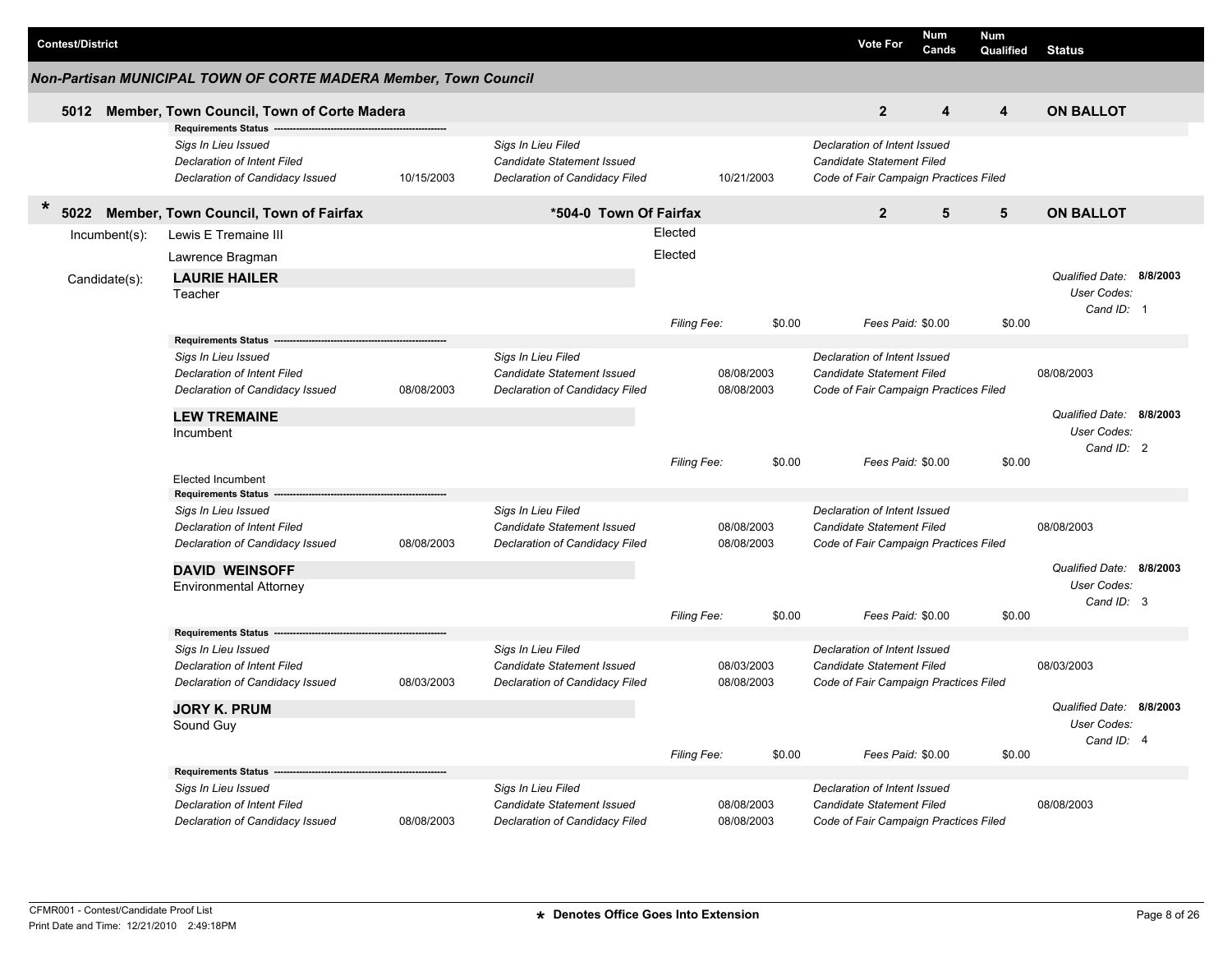| Contest/District | Vote For | Num Cands | Num Qualified | Status |
|---|---|---|---|---|

## Non-Partisan MUNICIPAL TOWN OF CORTE MADERA Member, Town Council

**5012 Member, Town Council, Town of Corte Madera** — Vote For: **2** | Num Cands: **4** | Num Qualified: **4** | **ON BALLOT**

**Requirements Status**

| | | | | | |
|---|---|---|---|---|---|
| *Sigs In Lieu Issued* | | *Sigs In Lieu Filed* | | *Declaration of Intent Issued* | |
| *Declaration of Intent Filed* | | *Candidate Statement Issued* | | *Candidate Statement Filed* | |
| *Declaration of Candidacy Issued* | 10/15/2003 | *Declaration of Candidacy Filed* | 10/21/2003 | *Code of Fair Campaign Practices Filed* | |

\* **5022 Member, Town Council, Town of Fairfax** — **\*504-0 Town Of Fairfax** — Vote For: **2** | Num Cands: **5** | Num Qualified: **5** | **ON BALLOT**

Incumbent(s):
- Lewis E Tremaine III — Elected
- Lawrence Bragman — Elected

Candidate(s):

**LAURIE HAILER**
Teacher

*Qualified Date:* **8/8/2003** | *User Codes:* | *Cand ID:* 1

*Filing Fee:* $0.00 | *Fees Paid:* $0.00 | $0.00

**Requirements Status**

| | | | | | |
|---|---|---|---|---|---|
| *Sigs In Lieu Issued* | | *Sigs In Lieu Filed* | | *Declaration of Intent Issued* | |
| *Declaration of Intent Filed* | | *Candidate Statement Issued* | 08/08/2003 | *Candidate Statement Filed* | 08/08/2003 |
| *Declaration of Candidacy Issued* | 08/08/2003 | *Declaration of Candidacy Filed* | 08/08/2003 | *Code of Fair Campaign Practices Filed* | |

**LEW TREMAINE**
Incumbent

*Qualified Date:* **8/8/2003** | *User Codes:* | *Cand ID:* 2

*Filing Fee:* $0.00 | *Fees Paid:* $0.00 | $0.00

Elected Incumbent

**Requirements Status**

| | | | | | |
|---|---|---|---|---|---|
| *Sigs In Lieu Issued* | | *Sigs In Lieu Filed* | | *Declaration of Intent Issued* | |
| *Declaration of Intent Filed* | | *Candidate Statement Issued* | 08/08/2003 | *Candidate Statement Filed* | 08/08/2003 |
| *Declaration of Candidacy Issued* | 08/08/2003 | *Declaration of Candidacy Filed* | 08/08/2003 | *Code of Fair Campaign Practices Filed* | |

**DAVID WEINSOFF**
Environmental Attorney

*Qualified Date:* **8/8/2003** | *User Codes:* | *Cand ID:* 3

*Filing Fee:* $0.00 | *Fees Paid:* $0.00 | $0.00

**Requirements Status**

| | | | | | |
|---|---|---|---|---|---|
| *Sigs In Lieu Issued* | | *Sigs In Lieu Filed* | | *Declaration of Intent Issued* | |
| *Declaration of Intent Filed* | | *Candidate Statement Issued* | 08/03/2003 | *Candidate Statement Filed* | 08/03/2003 |
| *Declaration of Candidacy Issued* | 08/03/2003 | *Declaration of Candidacy Filed* | 08/08/2003 | *Code of Fair Campaign Practices Filed* | |

**JORY K. PRUM**
Sound Guy

*Qualified Date:* **8/8/2003** | *User Codes:* | *Cand ID:* 4

*Filing Fee:* $0.00 | *Fees Paid:* $0.00 | $0.00

**Requirements Status**

| | | | | | |
|---|---|---|---|---|---|
| *Sigs In Lieu Issued* | | *Sigs In Lieu Filed* | | *Declaration of Intent Issued* | |
| *Declaration of Intent Filed* | | *Candidate Statement Issued* | 08/08/2003 | *Candidate Statement Filed* | 08/08/2003 |
| *Declaration of Candidacy Issued* | 08/08/2003 | *Declaration of Candidacy Filed* | 08/08/2003 | *Code of Fair Campaign Practices Filed* | |

CFMR001 - Contest/Candidate Proof List
Print Date and Time: 12/21/2010 2:49:18PM

\* Denotes Office Goes Into Extension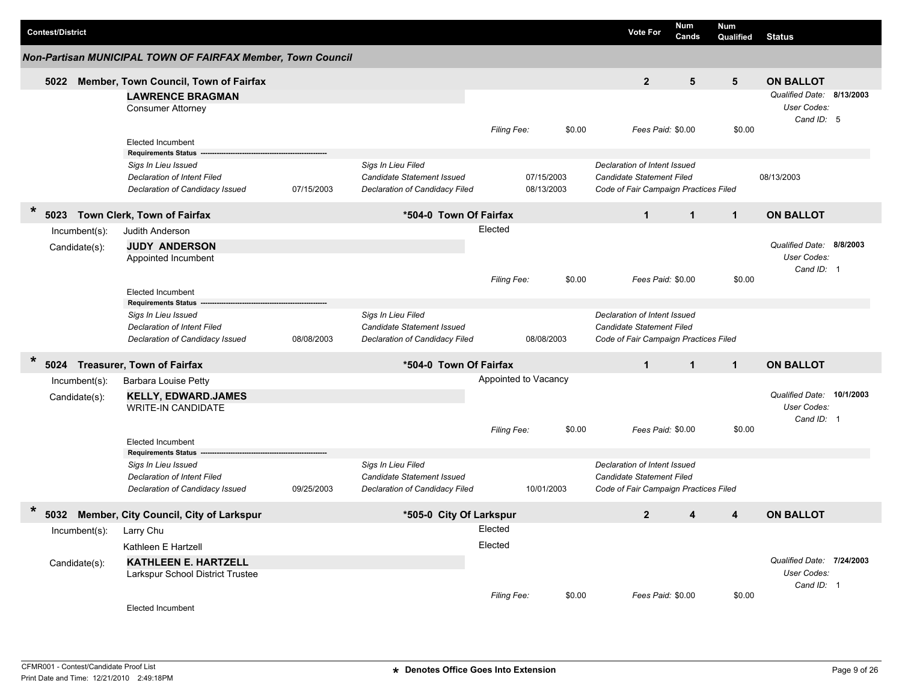| Contest/District | Vote For | Num Cands | Num Qualified | Status |
|---|---|---|---|---|

## Non-Partisan MUNICIPAL TOWN OF FAIRFAX Member, Town Council

**5022 Member, Town Council, Town of Fairfax** | Vote For: **2** | Num Cands: **5** | Num Qualified: **5** | **ON BALLOT**

**LAWRENCE BRAGMAN**
Consumer Attorney

*Qualified Date:* **8/13/2003**
*User Codes:*
*Cand ID:* 5

*Filing Fee:* $0.00 | *Fees Paid:* $0.00 | $0.00

Elected Incumbent

**Requirements Status** ----------------------------------------------------------

| | | | | | |
|---|---|---|---|---|---|
| *Sigs In Lieu Issued* | | *Sigs In Lieu Filed* | | *Declaration of Intent Issued* | |
| *Declaration of Intent Filed* | | *Candidate Statement Issued* | 07/15/2003 | *Candidate Statement Filed* | 08/13/2003 |
| *Declaration of Candidacy Issued* | 07/15/2003 | *Declaration of Candidacy Filed* | 08/13/2003 | *Code of Fair Campaign Practices Filed* | |

---

\* **5023 Town Clerk, Town of Fairfax** | **\*504-0 Town Of Fairfax** | Vote For: **1** | Num Cands: **1** | Num Qualified: **1** | **ON BALLOT**

Incumbent(s): Judith Anderson — Elected

Candidate(s): **JUDY ANDERSON**
Appointed Incumbent

*Qualified Date:* **8/8/2003**
*User Codes:*
*Cand ID:* 1

*Filing Fee:* $0.00 | *Fees Paid:* $0.00 | $0.00

Elected Incumbent

**Requirements Status** ----------------------------------------------------------

| | | | | | |
|---|---|---|---|---|---|
| *Sigs In Lieu Issued* | | *Sigs In Lieu Filed* | | *Declaration of Intent Issued* | |
| *Declaration of Intent Filed* | | *Candidate Statement Issued* | | *Candidate Statement Filed* | |
| *Declaration of Candidacy Issued* | 08/08/2003 | *Declaration of Candidacy Filed* | 08/08/2003 | *Code of Fair Campaign Practices Filed* | |

---

\* **5024 Treasurer, Town of Fairfax** | **\*504-0 Town Of Fairfax** | Vote For: **1** | Num Cands: **1** | Num Qualified: **1** | **ON BALLOT**

Incumbent(s): Barbara Louise Petty — Appointed to Vacancy

Candidate(s): **KELLY, EDWARD.JAMES**
WRITE-IN CANDIDATE

*Qualified Date:* **10/1/2003**
*User Codes:*
*Cand ID:* 1

*Filing Fee:* $0.00 | *Fees Paid:* $0.00 | $0.00

Elected Incumbent

**Requirements Status** ----------------------------------------------------------

| | | | | | |
|---|---|---|---|---|---|
| *Sigs In Lieu Issued* | | *Sigs In Lieu Filed* | | *Declaration of Intent Issued* | |
| *Declaration of Intent Filed* | | *Candidate Statement Issued* | | *Candidate Statement Filed* | |
| *Declaration of Candidacy Issued* | 09/25/2003 | *Declaration of Candidacy Filed* | 10/01/2003 | *Code of Fair Campaign Practices Filed* | |

---

\* **5032 Member, City Council, City of Larkspur** | **\*505-0 City Of Larkspur** | Vote For: **2** | Num Cands: **4** | Num Qualified: **4** | **ON BALLOT**

Incumbent(s): Larry Chu — Elected
Kathleen E Hartzell — Elected

Candidate(s): **KATHLEEN E. HARTZELL**
Larkspur School District Trustee

*Qualified Date:* **7/24/2003**
*User Codes:*
*Cand ID:* 1

*Filing Fee:* $0.00 | *Fees Paid:* $0.00 | $0.00

Elected Incumbent

CFMR001 - Contest/Candidate Proof List
Print Date and Time: 12/21/2010 2:49:18PM

\* **Denotes Office Goes Into Extension**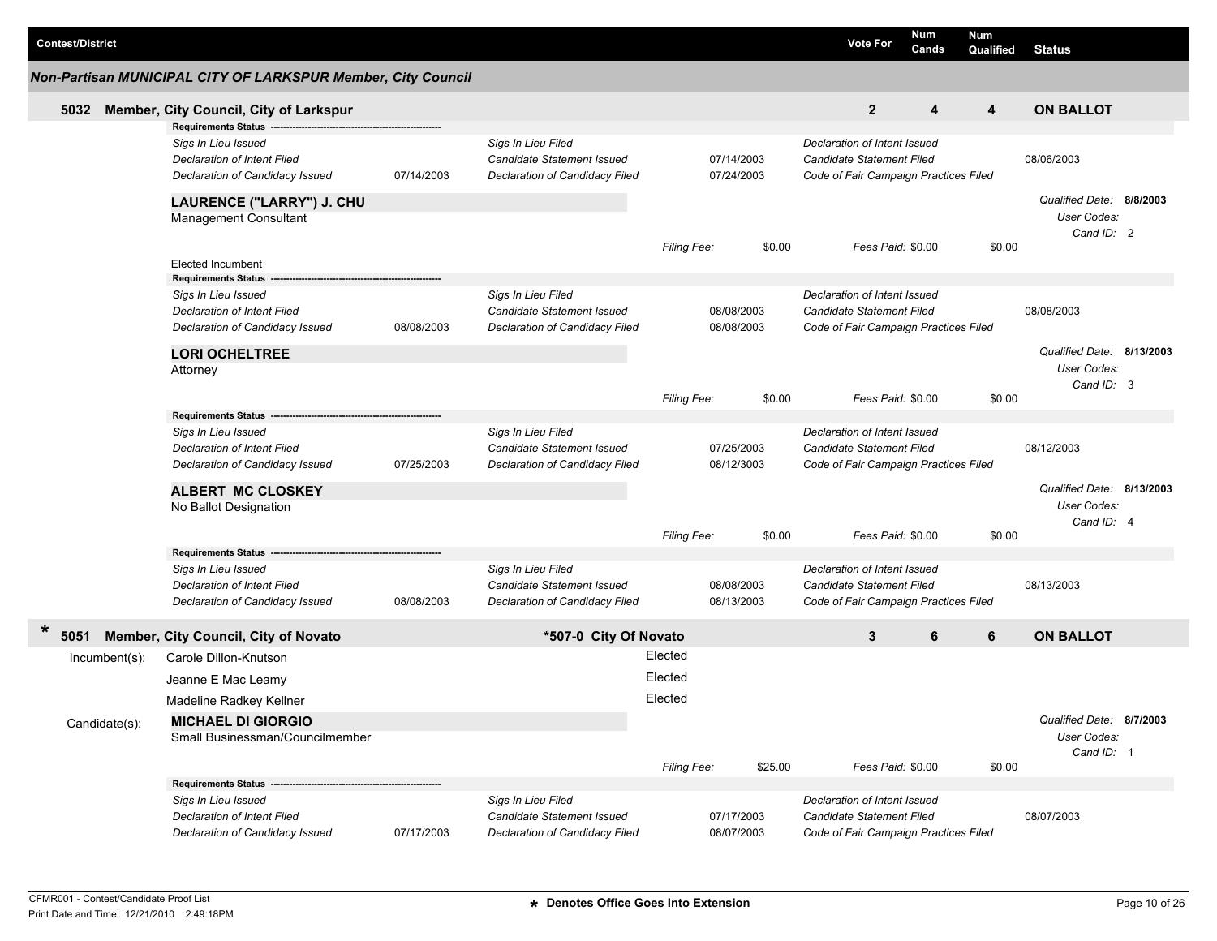| Contest/District | Vote For | Num Cands | Num Qualified | Status |
|---|---|---|---|---|

## Non-Partisan MUNICIPAL CITY OF LARKSPUR Member, City Council

### 5032 Member, City Council, City of Larkspur

| Vote For | Num Cands | Num Qualified | Status |
|---|---|---|---|
| 2 | 4 | 4 | ON BALLOT |

**Requirements Status**

| | | | | | |
|---|---|---|---|---|---|
| *Sigs In Lieu Issued* | | *Sigs In Lieu Filed* | | *Declaration of Intent Issued* | |
| *Declaration of Intent Filed* | | *Candidate Statement Issued* | 07/14/2003 | *Candidate Statement Filed* | 08/06/2003 |
| *Declaration of Candidacy Issued* | 07/14/2003 | *Declaration of Candidacy Filed* | 07/24/2003 | *Code of Fair Campaign Practices Filed* | |

**LAURENCE ("LARRY") J. CHU**
Management Consultant

*Qualified Date:* **8/8/2003**
*User Codes:*
*Cand ID:* 2

*Filing Fee:* $0.00 *Fees Paid:* $0.00 $0.00

Elected Incumbent

**Requirements Status**

| | | | | | |
|---|---|---|---|---|---|
| *Sigs In Lieu Issued* | | *Sigs In Lieu Filed* | | *Declaration of Intent Issued* | |
| *Declaration of Intent Filed* | | *Candidate Statement Issued* | 08/08/2003 | *Candidate Statement Filed* | 08/08/2003 |
| *Declaration of Candidacy Issued* | 08/08/2003 | *Declaration of Candidacy Filed* | 08/08/2003 | *Code of Fair Campaign Practices Filed* | |

**LORI OCHELTREE**
Attorney

*Qualified Date:* **8/13/2003**
*User Codes:*
*Cand ID:* 3

*Filing Fee:* $0.00 *Fees Paid:* $0.00 $0.00

**Requirements Status**

| | | | | | |
|---|---|---|---|---|---|
| *Sigs In Lieu Issued* | | *Sigs In Lieu Filed* | | *Declaration of Intent Issued* | |
| *Declaration of Intent Filed* | | *Candidate Statement Issued* | 07/25/2003 | *Candidate Statement Filed* | 08/12/2003 |
| *Declaration of Candidacy Issued* | 07/25/2003 | *Declaration of Candidacy Filed* | 08/12/3003 | *Code of Fair Campaign Practices Filed* | |

**ALBERT MC CLOSKEY**
No Ballot Designation

*Qualified Date:* **8/13/2003**
*User Codes:*
*Cand ID:* 4

*Filing Fee:* $0.00 *Fees Paid:* $0.00 $0.00

**Requirements Status**

| | | | | | |
|---|---|---|---|---|---|
| *Sigs In Lieu Issued* | | *Sigs In Lieu Filed* | | *Declaration of Intent Issued* | |
| *Declaration of Intent Filed* | | *Candidate Statement Issued* | 08/08/2003 | *Candidate Statement Filed* | 08/13/2003 |
| *Declaration of Candidacy Issued* | 08/08/2003 | *Declaration of Candidacy Filed* | 08/13/2003 | *Code of Fair Campaign Practices Filed* | |

### * 5051 Member, City Council, City of Novato — *507-0 City Of Novato

| Vote For | Num Cands | Num Qualified | Status |
|---|---|---|---|
| 3 | 6 | 6 | ON BALLOT |

Incumbent(s):

| | |
|---|---|
| Carole Dillon-Knutson | Elected |
| Jeanne E Mac Leamy | Elected |
| Madeline Radkey Kellner | Elected |

Candidate(s):

**MICHAEL DI GIORGIO**
Small Businessman/Councilmember

*Qualified Date:* **8/7/2003**
*User Codes:*
*Cand ID:* 1

*Filing Fee:* $25.00 *Fees Paid:* $0.00 $0.00

**Requirements Status**

| | | | | | |
|---|---|---|---|---|---|
| *Sigs In Lieu Issued* | | *Sigs In Lieu Filed* | | *Declaration of Intent Issued* | |
| *Declaration of Intent Filed* | | *Candidate Statement Issued* | 07/17/2003 | *Candidate Statement Filed* | 08/07/2003 |
| *Declaration of Candidacy Issued* | 07/17/2003 | *Declaration of Candidacy Filed* | 08/07/2003 | *Code of Fair Campaign Practices Filed* | |

CFMR001 - Contest/Candidate Proof List
Print Date and Time: 12/21/2010 2:49:18PM

**\* Denotes Office Goes Into Extension**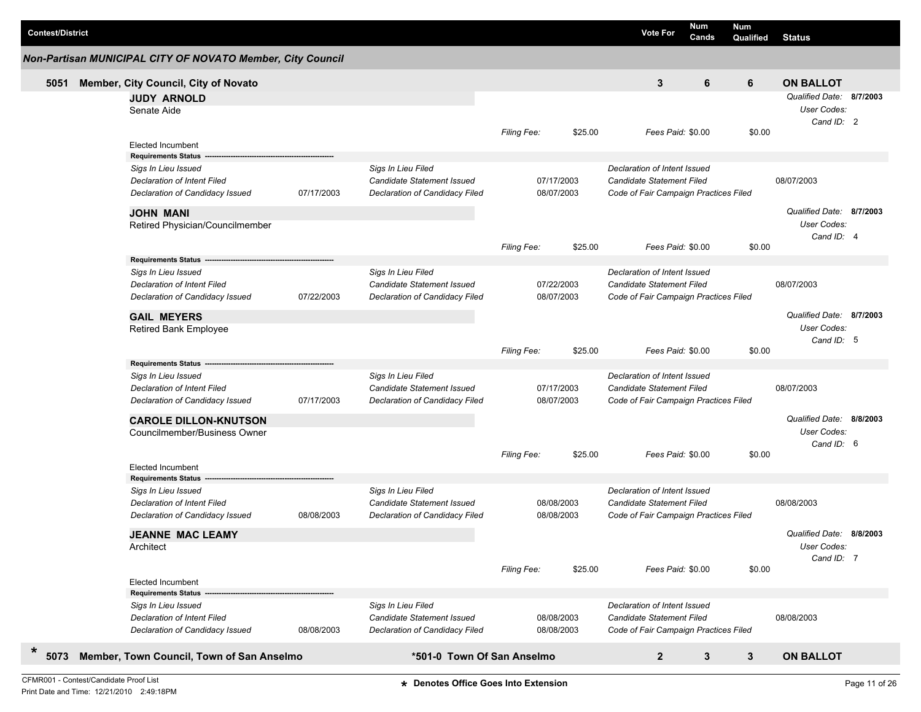| Contest/District | Vote For | Num Cands | Num Qualified | Status |
|---|---|---|---|---|

### Non-Partisan MUNICIPAL CITY OF NOVATO Member, City Council

| | | Vote For | Num Cands | Num Qualified | Status |
|---|---|---|---|---|---|
| **5051** | **Member, City Council, City of Novato** | **3** | **6** | **6** | **ON BALLOT** |

**JUDY ARNOLD**
Senate Aide

*Filing Fee:* $25.00 — *Fees Paid:* $0.00 — $0.00
*Qualified Date:* **8/7/2003** — *User Codes:* — *Cand ID:* 2

Elected Incumbent

**Requirements Status**

| | | | | | |
|---|---|---|---|---|---|
| *Sigs In Lieu Issued* | | *Sigs In Lieu Filed* | | *Declaration of Intent Issued* | |
| *Declaration of Intent Filed* | | *Candidate Statement Issued* | 07/17/2003 | *Candidate Statement Filed* | 08/07/2003 |
| *Declaration of Candidacy Issued* | 07/17/2003 | *Declaration of Candidacy Filed* | 08/07/2003 | *Code of Fair Campaign Practices Filed* | |

**JOHN MANI**
Retired Physician/Councilmember

*Filing Fee:* $25.00 — *Fees Paid:* $0.00 — $0.00
*Qualified Date:* **8/7/2003** — *User Codes:* — *Cand ID:* 4

**Requirements Status**

| | | | | | |
|---|---|---|---|---|---|
| *Sigs In Lieu Issued* | | *Sigs In Lieu Filed* | | *Declaration of Intent Issued* | |
| *Declaration of Intent Filed* | | *Candidate Statement Issued* | 07/22/2003 | *Candidate Statement Filed* | 08/07/2003 |
| *Declaration of Candidacy Issued* | 07/22/2003 | *Declaration of Candidacy Filed* | 08/07/2003 | *Code of Fair Campaign Practices Filed* | |

**GAIL MEYERS**
Retired Bank Employee

*Filing Fee:* $25.00 — *Fees Paid:* $0.00 — $0.00
*Qualified Date:* **8/7/2003** — *User Codes:* — *Cand ID:* 5

**Requirements Status**

| | | | | | |
|---|---|---|---|---|---|
| *Sigs In Lieu Issued* | | *Sigs In Lieu Filed* | | *Declaration of Intent Issued* | |
| *Declaration of Intent Filed* | | *Candidate Statement Issued* | 07/17/2003 | *Candidate Statement Filed* | 08/07/2003 |
| *Declaration of Candidacy Issued* | 07/17/2003 | *Declaration of Candidacy Filed* | 08/07/2003 | *Code of Fair Campaign Practices Filed* | |

**CAROLE DILLON-KNUTSON**
Councilmember/Business Owner

*Filing Fee:* $25.00 — *Fees Paid:* $0.00 — $0.00
*Qualified Date:* **8/8/2003** — *User Codes:* — *Cand ID:* 6

Elected Incumbent

**Requirements Status**

| | | | | | |
|---|---|---|---|---|---|
| *Sigs In Lieu Issued* | | *Sigs In Lieu Filed* | | *Declaration of Intent Issued* | |
| *Declaration of Intent Filed* | | *Candidate Statement Issued* | 08/08/2003 | *Candidate Statement Filed* | 08/08/2003 |
| *Declaration of Candidacy Issued* | 08/08/2003 | *Declaration of Candidacy Filed* | 08/08/2003 | *Code of Fair Campaign Practices Filed* | |

**JEANNE MAC LEAMY**
Architect

*Filing Fee:* $25.00 — *Fees Paid:* $0.00 — $0.00
*Qualified Date:* **8/8/2003** — *User Codes:* — *Cand ID:* 7

Elected Incumbent

**Requirements Status**

| | | | | | |
|---|---|---|---|---|---|
| *Sigs In Lieu Issued* | | *Sigs In Lieu Filed* | | *Declaration of Intent Issued* | |
| *Declaration of Intent Filed* | | *Candidate Statement Issued* | 08/08/2003 | *Candidate Statement Filed* | 08/08/2003 |
| *Declaration of Candidacy Issued* | 08/08/2003 | *Declaration of Candidacy Filed* | 08/08/2003 | *Code of Fair Campaign Practices Filed* | |

| | | | Vote For | Num Cands | Num Qualified | Status |
|---|---|---|---|---|---|---|
| * **5073** | **Member, Town Council, Town of San Anselmo** | **\*501-0 Town Of San Anselmo** | **2** | **3** | **3** | **ON BALLOT** |

CFMR001 - Contest/Candidate Proof List
Print Date and Time: 12/21/2010 2:49:18PM

* Denotes Office Goes Into Extension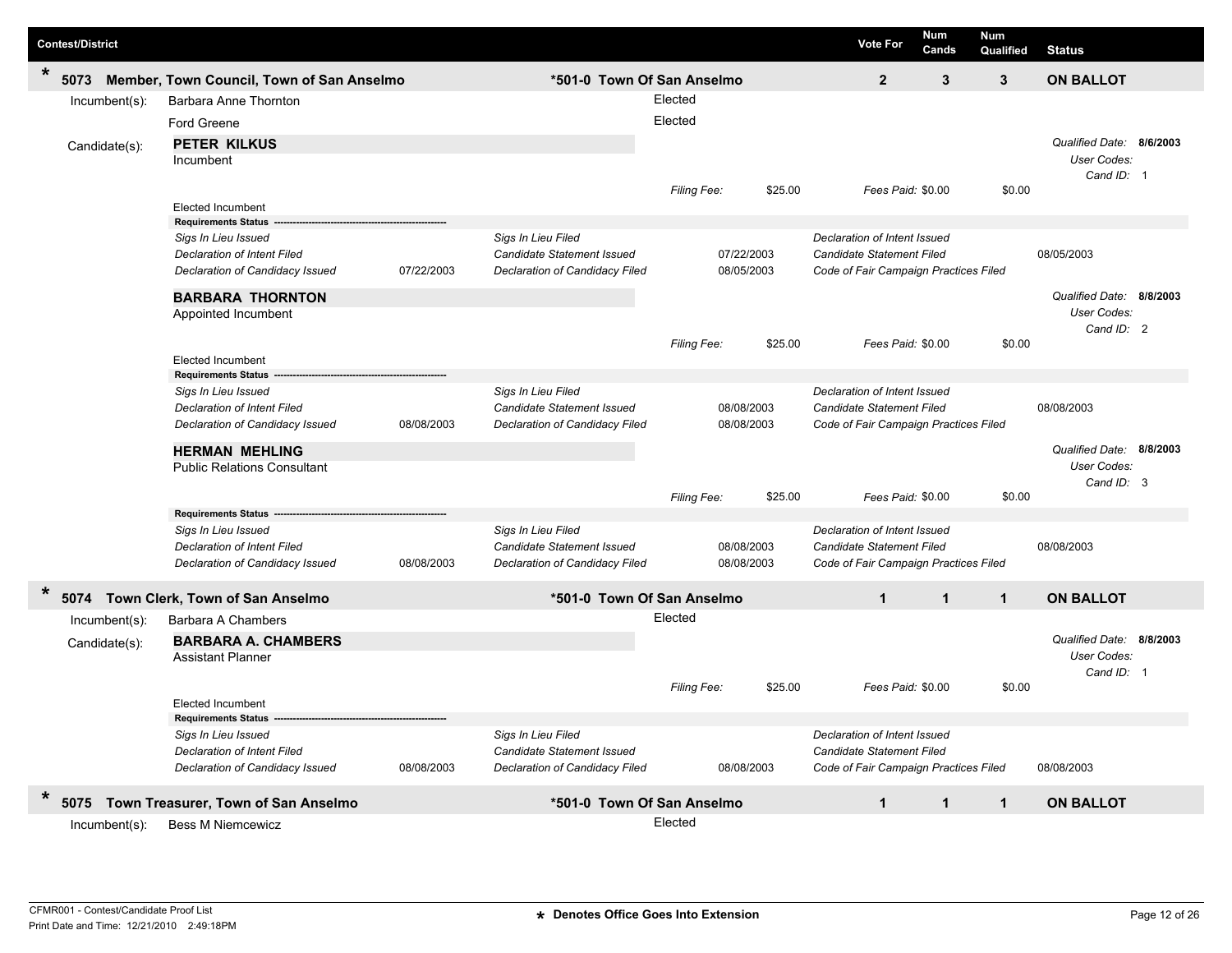| Contest/District | | Vote For | Num Cands | Num Qualified | Status |
|---|---|---|---|---|---|
| * 5073 Member, Town Council, Town of San Anselmo | *501-0 Town Of San Anselmo | 2 | 3 | 3 | ON BALLOT |

Incumbent(s): Barbara Anne Thornton — Elected
Ford Greene — Elected

Candidate(s):

**PETER KILKUS**
Incumbent
*Qualified Date:* 8/6/2003
*User Codes:*
*Cand ID:* 1
*Filing Fee:* $25.00 *Fees Paid:* $0.00 $0.00
Elected Incumbent

| Requirements Status | | | | | |
|---|---|---|---|---|---|
| *Sigs In Lieu Issued* | | *Sigs In Lieu Filed* | | *Declaration of Intent Issued* | |
| *Declaration of Intent Filed* | | *Candidate Statement Issued* | 07/22/2003 | *Candidate Statement Filed* | 08/05/2003 |
| *Declaration of Candidacy Issued* | 07/22/2003 | *Declaration of Candidacy Filed* | 08/05/2003 | *Code of Fair Campaign Practices Filed* | |

**BARBARA THORNTON**
Appointed Incumbent
*Qualified Date:* 8/8/2003
*User Codes:*
*Cand ID:* 2
*Filing Fee:* $25.00 *Fees Paid:* $0.00 $0.00
Elected Incumbent

| Requirements Status | | | | | |
|---|---|---|---|---|---|
| *Sigs In Lieu Issued* | | *Sigs In Lieu Filed* | | *Declaration of Intent Issued* | |
| *Declaration of Intent Filed* | | *Candidate Statement Issued* | 08/08/2003 | *Candidate Statement Filed* | 08/08/2003 |
| *Declaration of Candidacy Issued* | 08/08/2003 | *Declaration of Candidacy Filed* | 08/08/2003 | *Code of Fair Campaign Practices Filed* | |

**HERMAN MEHLING**
Public Relations Consultant
*Qualified Date:* 8/8/2003
*User Codes:*
*Cand ID:* 3
*Filing Fee:* $25.00 *Fees Paid:* $0.00 $0.00

| Requirements Status | | | | | |
|---|---|---|---|---|---|
| *Sigs In Lieu Issued* | | *Sigs In Lieu Filed* | | *Declaration of Intent Issued* | |
| *Declaration of Intent Filed* | | *Candidate Statement Issued* | 08/08/2003 | *Candidate Statement Filed* | 08/08/2003 |
| *Declaration of Candidacy Issued* | 08/08/2003 | *Declaration of Candidacy Filed* | 08/08/2003 | *Code of Fair Campaign Practices Filed* | |

| Contest/District | | Vote For | Num Cands | Num Qualified | Status |
|---|---|---|---|---|---|
| * 5074 Town Clerk, Town of San Anselmo | *501-0 Town Of San Anselmo | 1 | 1 | 1 | ON BALLOT |

Incumbent(s): Barbara A Chambers — Elected

Candidate(s):

**BARBARA A. CHAMBERS**
Assistant Planner
*Qualified Date:* 8/8/2003
*User Codes:*
*Cand ID:* 1
*Filing Fee:* $25.00 *Fees Paid:* $0.00 $0.00
Elected Incumbent

| Requirements Status | | | | | |
|---|---|---|---|---|---|
| *Sigs In Lieu Issued* | | *Sigs In Lieu Filed* | | *Declaration of Intent Issued* | |
| *Declaration of Intent Filed* | | *Candidate Statement Issued* | | *Candidate Statement Filed* | |
| *Declaration of Candidacy Issued* | 08/08/2003 | *Declaration of Candidacy Filed* | 08/08/2003 | *Code of Fair Campaign Practices Filed* | 08/08/2003 |

| Contest/District | | Vote For | Num Cands | Num Qualified | Status |
|---|---|---|---|---|---|
| * 5075 Town Treasurer, Town of San Anselmo | *501-0 Town Of San Anselmo | 1 | 1 | 1 | ON BALLOT |

Incumbent(s): Bess M Niemcewicz — Elected

CFMR001 - Contest/Candidate Proof List
Print Date and Time: 12/21/2010 2:49:18PM

* Denotes Office Goes Into Extension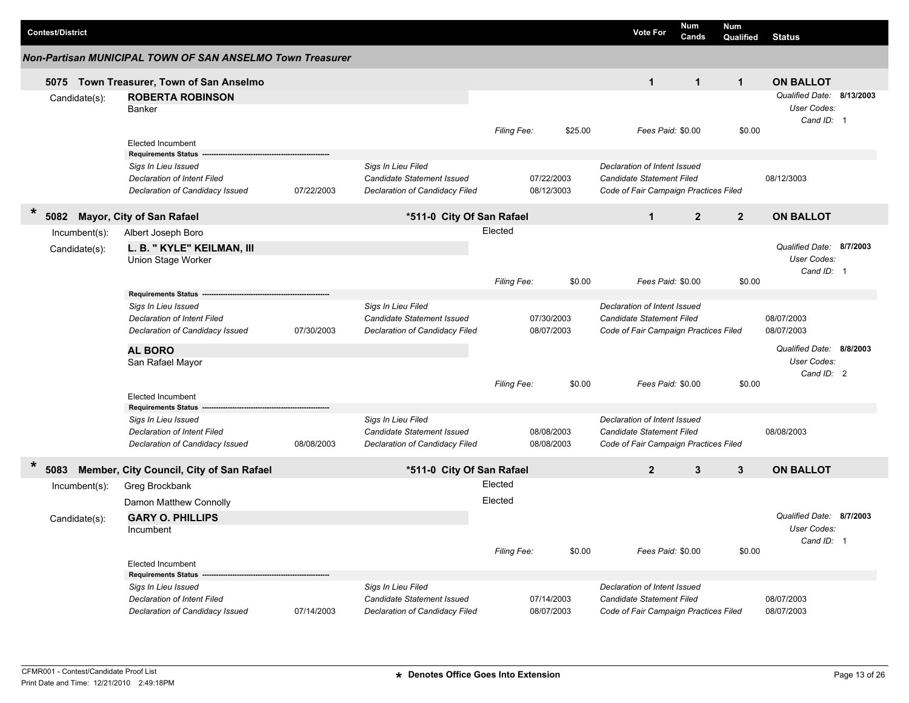| Contest/District | Vote For | Num Cands | Num Qualified | Status |
|---|---|---|---|---|

### *Non-Partisan MUNICIPAL TOWN OF SAN ANSELMO Town Treasurer*

**5075 Town Treasurer, Town of San Anselmo** — Vote For: **1** | Num Cands: **1** | Num Qualified: **1** | **ON BALLOT**

Candidate(s): **ROBERTA ROBINSON**
Banker

*Qualified Date:* **8/13/2003**
*User Codes:*
*Cand ID:* 1

*Filing Fee:* $25.00 *Fees Paid:* $0.00 $0.00

Elected Incumbent

**Requirements Status**

| | | | | | |
|---|---|---|---|---|---|
| *Sigs In Lieu Issued* | | *Sigs In Lieu Filed* | | *Declaration of Intent Issued* | |
| *Declaration of Intent Filed* | | *Candidate Statement Issued* | 07/22/2003 | *Candidate Statement Filed* | 08/12/3003 |
| *Declaration of Candidacy Issued* | 07/22/2003 | *Declaration of Candidacy Filed* | 08/12/3003 | *Code of Fair Campaign Practices Filed* | |

---

**\* 5082 Mayor, City of San Rafael** — **\*511-0 City Of San Rafael** — Vote For: **1** | Num Cands: **2** | Num Qualified: **2** | **ON BALLOT**

Incumbent(s): Albert Joseph Boro — Elected

Candidate(s): **L. B. " KYLE" KEILMAN, III**
Union Stage Worker

*Qualified Date:* **8/7/2003**
*User Codes:*
*Cand ID:* 1

*Filing Fee:* $0.00 *Fees Paid:* $0.00 $0.00

**Requirements Status**

| | | | | | |
|---|---|---|---|---|---|
| *Sigs In Lieu Issued* | | *Sigs In Lieu Filed* | | *Declaration of Intent Issued* | |
| *Declaration of Intent Filed* | | *Candidate Statement Issued* | 07/30/2003 | *Candidate Statement Filed* | 08/07/2003 |
| *Declaration of Candidacy Issued* | 07/30/2003 | *Declaration of Candidacy Filed* | 08/07/2003 | *Code of Fair Campaign Practices Filed* | 08/07/2003 |

**AL BORO**
San Rafael Mayor

*Qualified Date:* **8/8/2003**
*User Codes:*
*Cand ID:* 2

*Filing Fee:* $0.00 *Fees Paid:* $0.00 $0.00

Elected Incumbent

**Requirements Status**

| | | | | | |
|---|---|---|---|---|---|
| *Sigs In Lieu Issued* | | *Sigs In Lieu Filed* | | *Declaration of Intent Issued* | |
| *Declaration of Intent Filed* | | *Candidate Statement Issued* | 08/08/2003 | *Candidate Statement Filed* | 08/08/2003 |
| *Declaration of Candidacy Issued* | 08/08/2003 | *Declaration of Candidacy Filed* | 08/08/2003 | *Code of Fair Campaign Practices Filed* | |

---

**\* 5083 Member, City Council, City of San Rafael** — **\*511-0 City Of San Rafael** — Vote For: **2** | Num Cands: **3** | Num Qualified: **3** | **ON BALLOT**

Incumbent(s): Greg Brockbank — Elected
Damon Matthew Connolly — Elected

Candidate(s): **GARY O. PHILLIPS**
Incumbent

*Qualified Date:* **8/7/2003**
*User Codes:*
*Cand ID:* 1

*Filing Fee:* $0.00 *Fees Paid:* $0.00 $0.00

Elected Incumbent

**Requirements Status**

| | | | | | |
|---|---|---|---|---|---|
| *Sigs In Lieu Issued* | | *Sigs In Lieu Filed* | | *Declaration of Intent Issued* | |
| *Declaration of Intent Filed* | | *Candidate Statement Issued* | 07/14/2003 | *Candidate Statement Filed* | 08/07/2003 |
| *Declaration of Candidacy Issued* | 07/14/2003 | *Declaration of Candidacy Filed* | 08/07/2003 | *Code of Fair Campaign Practices Filed* | 08/07/2003 |

\* Denotes Office Goes Into Extension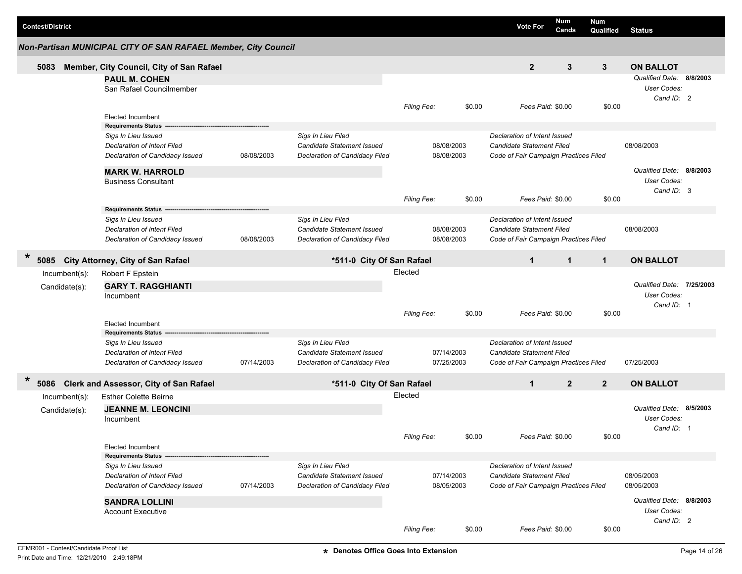| Contest/District | Vote For | Num Cands | Num Qualified | Status |
|---|---|---|---|---|

## Non-Partisan MUNICIPAL CITY OF SAN RAFAEL Member, City Council

**5083 Member, City Council, City of San Rafael** — Vote For: 2 — Num Cands: 3 — Num Qualified: 3 — **ON BALLOT**

**PAUL M. COHEN**
San Rafael Councilmember

*Qualified Date:* **8/8/2003**
*User Codes:*
*Cand ID:* 2

*Filing Fee:* $0.00 — *Fees Paid:* $0.00 — $0.00

Elected Incumbent

**Requirements Status**

| | | | | | |
|---|---|---|---|---|---|
| *Sigs In Lieu Issued* | | *Sigs In Lieu Filed* | | *Declaration of Intent Issued* | |
| *Declaration of Intent Filed* | | *Candidate Statement Issued* | 08/08/2003 | *Candidate Statement Filed* | 08/08/2003 |
| *Declaration of Candidacy Issued* | 08/08/2003 | *Declaration of Candidacy Filed* | 08/08/2003 | *Code of Fair Campaign Practices Filed* | |

**MARK W. HARROLD**
Business Consultant

*Qualified Date:* **8/8/2003**
*User Codes:*
*Cand ID:* 3

*Filing Fee:* $0.00 — *Fees Paid:* $0.00 — $0.00

**Requirements Status**

| | | | | | |
|---|---|---|---|---|---|
| *Sigs In Lieu Issued* | | *Sigs In Lieu Filed* | | *Declaration of Intent Issued* | |
| *Declaration of Intent Filed* | | *Candidate Statement Issued* | 08/08/2003 | *Candidate Statement Filed* | 08/08/2003 |
| *Declaration of Candidacy Issued* | 08/08/2003 | *Declaration of Candidacy Filed* | 08/08/2003 | *Code of Fair Campaign Practices Filed* | |

**\* 5085 City Attorney, City of San Rafael** — **\*511-0 City Of San Rafael** — Vote For: 1 — Num Cands: 1 — Num Qualified: 1 — **ON BALLOT**

Incumbent(s): Robert F Epstein — Elected

Candidate(s): **GARY T. RAGGHIANTI**
Incumbent

*Qualified Date:* **7/25/2003**
*User Codes:*
*Cand ID:* 1

*Filing Fee:* $0.00 — *Fees Paid:* $0.00 — $0.00

Elected Incumbent

**Requirements Status**

| | | | | | |
|---|---|---|---|---|---|
| *Sigs In Lieu Issued* | | *Sigs In Lieu Filed* | | *Declaration of Intent Issued* | |
| *Declaration of Intent Filed* | | *Candidate Statement Issued* | 07/14/2003 | *Candidate Statement Filed* | |
| *Declaration of Candidacy Issued* | 07/14/2003 | *Declaration of Candidacy Filed* | 07/25/2003 | *Code of Fair Campaign Practices Filed* | 07/25/2003 |

**\* 5086 Clerk and Assessor, City of San Rafael** — **\*511-0 City Of San Rafael** — Vote For: 1 — Num Cands: 2 — Num Qualified: 2 — **ON BALLOT**

Incumbent(s): Esther Colette Beirne — Elected

Candidate(s): **JEANNE M. LEONCINI**
Incumbent

*Qualified Date:* **8/5/2003**
*User Codes:*
*Cand ID:* 1

*Filing Fee:* $0.00 — *Fees Paid:* $0.00 — $0.00

Elected Incumbent

**Requirements Status**

| | | | | | |
|---|---|---|---|---|---|
| *Sigs In Lieu Issued* | | *Sigs In Lieu Filed* | | *Declaration of Intent Issued* | |
| *Declaration of Intent Filed* | | *Candidate Statement Issued* | 07/14/2003 | *Candidate Statement Filed* | 08/05/2003 |
| *Declaration of Candidacy Issued* | 07/14/2003 | *Declaration of Candidacy Filed* | 08/05/2003 | *Code of Fair Campaign Practices Filed* | 08/05/2003 |

**SANDRA LOLLINI**
Account Executive

*Qualified Date:* **8/8/2003**
*User Codes:*
*Cand ID:* 2

*Filing Fee:* $0.00 — *Fees Paid:* $0.00 — $0.00

CFMR001 - Contest/Candidate Proof List
Print Date and Time: 12/21/2010 2:49:18PM

\* Denotes Office Goes Into Extension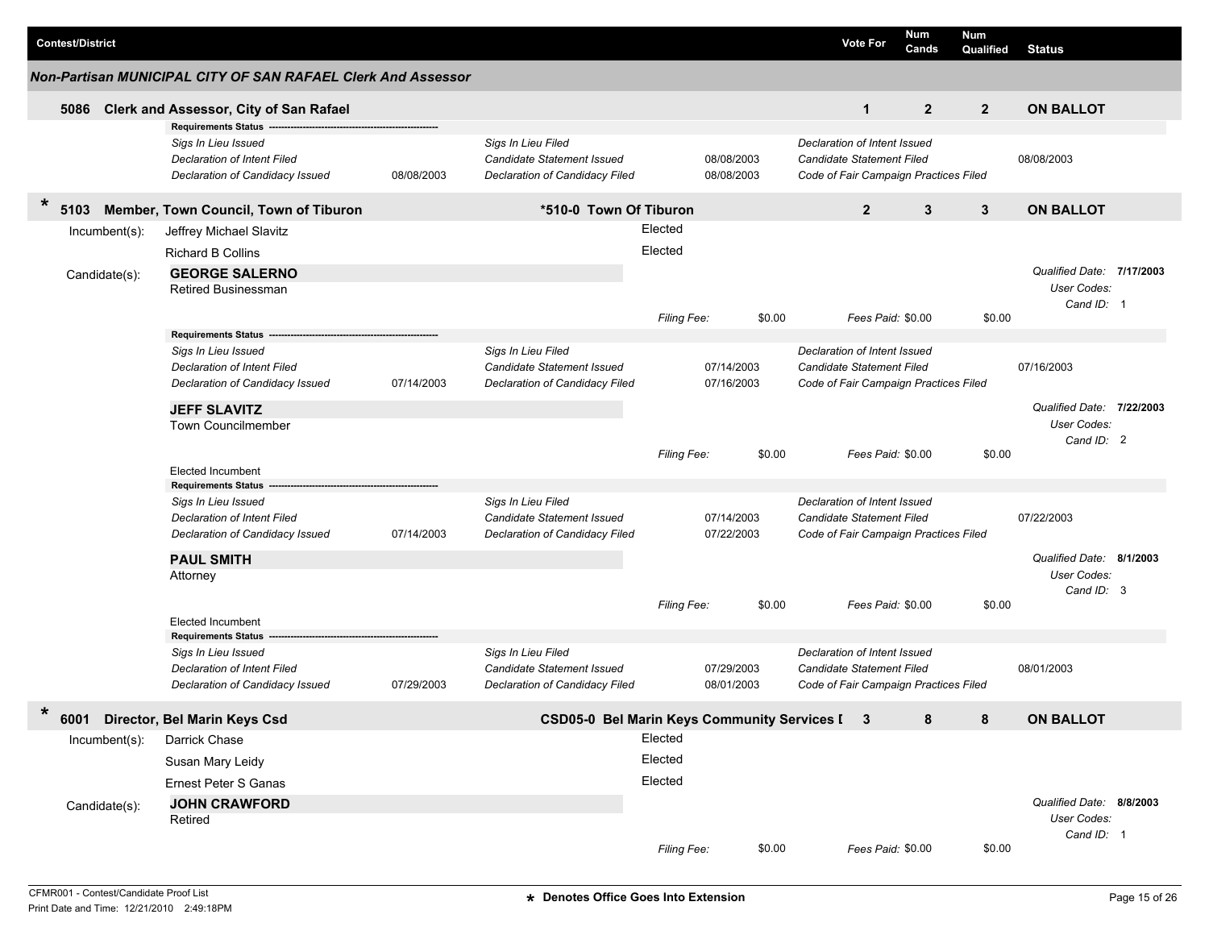| Contest/District | Vote For | Num Cands | Num Qualified | Status |
|---|---|---|---|---|

## Non-Partisan MUNICIPAL CITY OF SAN RAFAEL Clerk And Assessor

**5086 Clerk and Assessor, City of San Rafael** — Vote For: **1** | Num Cands: **2** | Num Qualified: **2** | **ON BALLOT**

**Requirements Status**

| | | | | | |
|---|---|---|---|---|---|
| *Sigs In Lieu Issued* | | *Sigs In Lieu Filed* | | *Declaration of Intent Issued* | |
| *Declaration of Intent Filed* | | *Candidate Statement Issued* | 08/08/2003 | *Candidate Statement Filed* | 08/08/2003 |
| *Declaration of Candidacy Issued* | 08/08/2003 | *Declaration of Candidacy Filed* | 08/08/2003 | *Code of Fair Campaign Practices Filed* | |

---

\* **5103 Member, Town Council, Town of Tiburon** — *510-0 Town Of Tiburon — Vote For: **2** | Num Cands: **3** | Num Qualified: **3** | **ON BALLOT**

Incumbent(s):
- Jeffrey Michael Slavitz — Elected
- Richard B Collins — Elected

Candidate(s):

**GEORGE SALERNO**
Retired Businessman

*Qualified Date:* **7/17/2003** *User Codes:* *Cand ID:* 1

*Filing Fee:* $0.00 *Fees Paid:* $0.00 $0.00

**Requirements Status**

| | | | | | |
|---|---|---|---|---|---|
| *Sigs In Lieu Issued* | | *Sigs In Lieu Filed* | | *Declaration of Intent Issued* | |
| *Declaration of Intent Filed* | | *Candidate Statement Issued* | 07/14/2003 | *Candidate Statement Filed* | 07/16/2003 |
| *Declaration of Candidacy Issued* | 07/14/2003 | *Declaration of Candidacy Filed* | 07/16/2003 | *Code of Fair Campaign Practices Filed* | |

**JEFF SLAVITZ**
Town Councilmember

*Qualified Date:* **7/22/2003** *User Codes:* *Cand ID:* 2

*Filing Fee:* $0.00 *Fees Paid:* $0.00 $0.00

Elected Incumbent

**Requirements Status**

| | | | | | |
|---|---|---|---|---|---|
| *Sigs In Lieu Issued* | | *Sigs In Lieu Filed* | | *Declaration of Intent Issued* | |
| *Declaration of Intent Filed* | | *Candidate Statement Issued* | 07/14/2003 | *Candidate Statement Filed* | 07/22/2003 |
| *Declaration of Candidacy Issued* | 07/14/2003 | *Declaration of Candidacy Filed* | 07/22/2003 | *Code of Fair Campaign Practices Filed* | |

**PAUL SMITH**
Attorney

*Qualified Date:* **8/1/2003** *User Codes:* *Cand ID:* 3

*Filing Fee:* $0.00 *Fees Paid:* $0.00 $0.00

Elected Incumbent

**Requirements Status**

| | | | | | |
|---|---|---|---|---|---|
| *Sigs In Lieu Issued* | | *Sigs In Lieu Filed* | | *Declaration of Intent Issued* | |
| *Declaration of Intent Filed* | | *Candidate Statement Issued* | 07/29/2003 | *Candidate Statement Filed* | 08/01/2003 |
| *Declaration of Candidacy Issued* | 07/29/2003 | *Declaration of Candidacy Filed* | 08/01/2003 | *Code of Fair Campaign Practices Filed* | |

---

\* **6001 Director, Bel Marin Keys Csd** — CSD05-0 Bel Marin Keys Community Services [ — Vote For: **3** | Num Cands: **8** | Num Qualified: **8** | **ON BALLOT**

Incumbent(s):
- Darrick Chase — Elected
- Susan Mary Leidy — Elected
- Ernest Peter S Ganas — Elected

Candidate(s):

**JOHN CRAWFORD**
Retired

*Qualified Date:* **8/8/2003** *User Codes:* *Cand ID:* 1

*Filing Fee:* $0.00 *Fees Paid:* $0.00 $0.00

CFMR001 - Contest/Candidate Proof List
Print Date and Time: 12/21/2010 2:49:18PM

\* Denotes Office Goes Into Extension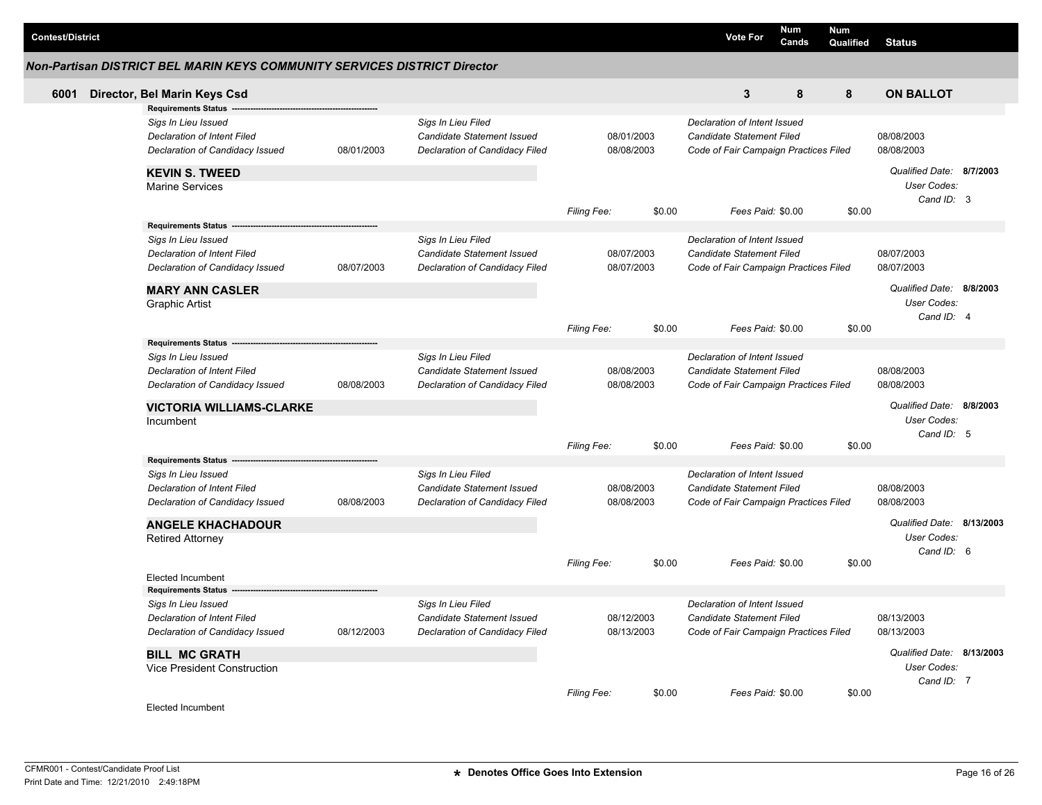| Contest/District | Vote For | Num Cands | Num Qualified | Status |
|---|---|---|---|---|

## Non-Partisan DISTRICT BEL MARIN KEYS COMMUNITY SERVICES DISTRICT Director

| | Contest/District | Vote For | Num Cands | Num Qualified | Status |
|---|---|---|---|---|---|
| 6001 | Director, Bel Marin Keys Csd | 3 | 8 | 8 | ON BALLOT |

**Requirements Status**

| | | | | | |
|---|---|---|---|---|---|
| *Sigs In Lieu Issued* | | *Sigs In Lieu Filed* | | *Declaration of Intent Issued* | |
| *Declaration of Intent Filed* | | *Candidate Statement Issued* | 08/01/2003 | *Candidate Statement Filed* | 08/08/2003 |
| *Declaration of Candidacy Issued* | 08/01/2003 | *Declaration of Candidacy Filed* | 08/08/2003 | *Code of Fair Campaign Practices Filed* | 08/08/2003 |

**KEVIN S. TWEED**
Marine Services

*Qualified Date:* **8/7/2003**
*User Codes:*
*Cand ID:* 3

*Filing Fee:* $0.00 *Fees Paid:* $0.00 $0.00

**Requirements Status**

| | | | | | |
|---|---|---|---|---|---|
| *Sigs In Lieu Issued* | | *Sigs In Lieu Filed* | | *Declaration of Intent Issued* | |
| *Declaration of Intent Filed* | | *Candidate Statement Issued* | 08/07/2003 | *Candidate Statement Filed* | 08/07/2003 |
| *Declaration of Candidacy Issued* | 08/07/2003 | *Declaration of Candidacy Filed* | 08/07/2003 | *Code of Fair Campaign Practices Filed* | 08/07/2003 |

**MARY ANN CASLER**
Graphic Artist

*Qualified Date:* **8/8/2003**
*User Codes:*
*Cand ID:* 4

*Filing Fee:* $0.00 *Fees Paid:* $0.00 $0.00

**Requirements Status**

| | | | | | |
|---|---|---|---|---|---|
| *Sigs In Lieu Issued* | | *Sigs In Lieu Filed* | | *Declaration of Intent Issued* | |
| *Declaration of Intent Filed* | | *Candidate Statement Issued* | 08/08/2003 | *Candidate Statement Filed* | 08/08/2003 |
| *Declaration of Candidacy Issued* | 08/08/2003 | *Declaration of Candidacy Filed* | 08/08/2003 | *Code of Fair Campaign Practices Filed* | 08/08/2003 |

**VICTORIA WILLIAMS-CLARKE**
Incumbent

*Qualified Date:* **8/8/2003**
*User Codes:*
*Cand ID:* 5

*Filing Fee:* $0.00 *Fees Paid:* $0.00 $0.00

**Requirements Status**

| | | | | | |
|---|---|---|---|---|---|
| *Sigs In Lieu Issued* | | *Sigs In Lieu Filed* | | *Declaration of Intent Issued* | |
| *Declaration of Intent Filed* | | *Candidate Statement Issued* | 08/08/2003 | *Candidate Statement Filed* | 08/08/2003 |
| *Declaration of Candidacy Issued* | 08/08/2003 | *Declaration of Candidacy Filed* | 08/08/2003 | *Code of Fair Campaign Practices Filed* | 08/08/2003 |

**ANGELE KHACHADOUR**
Retired Attorney

*Qualified Date:* **8/13/2003**
*User Codes:*
*Cand ID:* 6

*Filing Fee:* $0.00 *Fees Paid:* $0.00 $0.00

Elected Incumbent

**Requirements Status**

| | | | | | |
|---|---|---|---|---|---|
| *Sigs In Lieu Issued* | | *Sigs In Lieu Filed* | | *Declaration of Intent Issued* | |
| *Declaration of Intent Filed* | | *Candidate Statement Issued* | 08/12/2003 | *Candidate Statement Filed* | 08/13/2003 |
| *Declaration of Candidacy Issued* | 08/12/2003 | *Declaration of Candidacy Filed* | 08/13/2003 | *Code of Fair Campaign Practices Filed* | 08/13/2003 |

**BILL MC GRATH**
Vice President Construction

*Qualified Date:* **8/13/2003**
*User Codes:*
*Cand ID:* 7

*Filing Fee:* $0.00 *Fees Paid:* $0.00 $0.00

Elected Incumbent

CFMR001 - Contest/Candidate Proof List
Print Date and Time: 12/21/2010 2:49:18PM

\* Denotes Office Goes Into Extension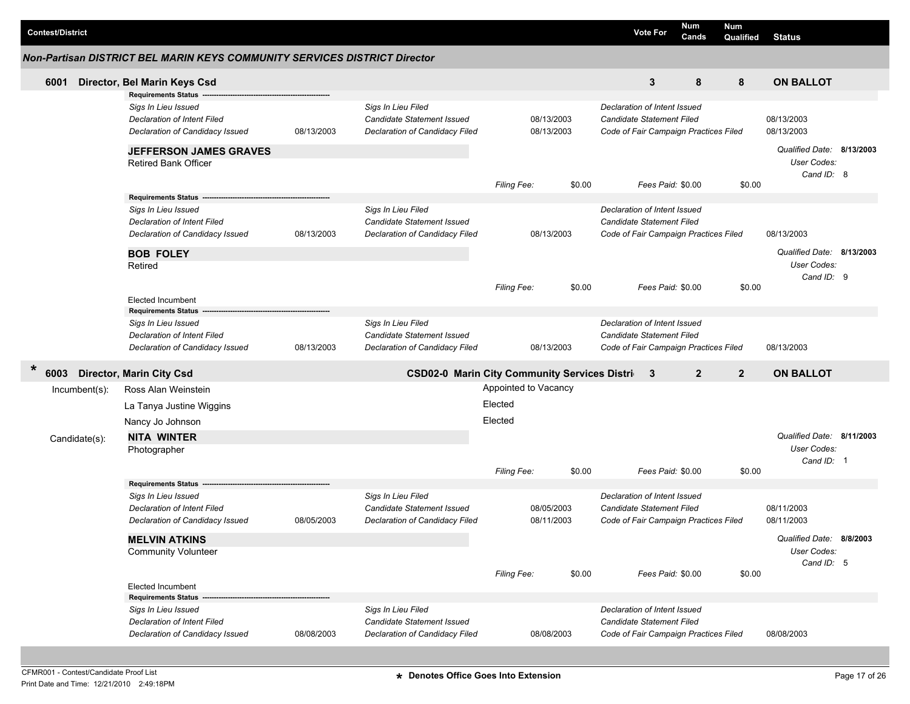| Contest/District | Vote For | Num Cands | Num Qualified | Status |
|---|---|---|---|---|

## Non-Partisan DISTRICT BEL MARIN KEYS COMMUNITY SERVICES DISTRICT Director

### 6001 Director, Bel Marin Keys Csd

| Vote For | Num Cands | Num Qualified | Status |
|---|---|---|---|
| 3 | 8 | 8 | ON BALLOT |

**Requirements Status**

| | | | | | |
|---|---|---|---|---|---|
| *Sigs In Lieu Issued* | | *Sigs In Lieu Filed* | | *Declaration of Intent Issued* | |
| *Declaration of Intent Filed* | | *Candidate Statement Issued* | 08/13/2003 | *Candidate Statement Filed* | 08/13/2003 |
| *Declaration of Candidacy Issued* | 08/13/2003 | *Declaration of Candidacy Filed* | 08/13/2003 | *Code of Fair Campaign Practices Filed* | 08/13/2003 |

**JEFFERSON JAMES GRAVES**
Retired Bank Officer

*Qualified Date:* **8/13/2003**
*User Codes:*
*Cand ID:* 8

*Filing Fee:* $0.00 *Fees Paid:* $0.00 $0.00

**Requirements Status**

| | | | | | |
|---|---|---|---|---|---|
| *Sigs In Lieu Issued* | | *Sigs In Lieu Filed* | | *Declaration of Intent Issued* | |
| *Declaration of Intent Filed* | | *Candidate Statement Issued* | | *Candidate Statement Filed* | |
| *Declaration of Candidacy Issued* | 08/13/2003 | *Declaration of Candidacy Filed* | 08/13/2003 | *Code of Fair Campaign Practices Filed* | 08/13/2003 |

**BOB FOLEY**
Retired

*Qualified Date:* **8/13/2003**
*User Codes:*
*Cand ID:* 9

*Filing Fee:* $0.00 *Fees Paid:* $0.00 $0.00

Elected Incumbent

**Requirements Status**

| | | | | | |
|---|---|---|---|---|---|
| *Sigs In Lieu Issued* | | *Sigs In Lieu Filed* | | *Declaration of Intent Issued* | |
| *Declaration of Intent Filed* | | *Candidate Statement Issued* | | *Candidate Statement Filed* | |
| *Declaration of Candidacy Issued* | 08/13/2003 | *Declaration of Candidacy Filed* | 08/13/2003 | *Code of Fair Campaign Practices Filed* | 08/13/2003 |

### * 6003 Director, Marin City Csd

CSD02-0 Marin City Community Services Distri

| Vote For | Num Cands | Num Qualified | Status |
|---|---|---|---|
| 3 | 2 | 2 | ON BALLOT |

Incumbent(s):

| | |
|---|---|
| Ross Alan Weinstein | Appointed to Vacancy |
| La Tanya Justine Wiggins | Elected |
| Nancy Jo Johnson | Elected |

Candidate(s):

**NITA WINTER**
Photographer

*Qualified Date:* **8/11/2003**
*User Codes:*
*Cand ID:* 1

*Filing Fee:* $0.00 *Fees Paid:* $0.00 $0.00

**Requirements Status**

| | | | | | |
|---|---|---|---|---|---|
| *Sigs In Lieu Issued* | | *Sigs In Lieu Filed* | | *Declaration of Intent Issued* | |
| *Declaration of Intent Filed* | | *Candidate Statement Issued* | 08/05/2003 | *Candidate Statement Filed* | 08/11/2003 |
| *Declaration of Candidacy Issued* | 08/05/2003 | *Declaration of Candidacy Filed* | 08/11/2003 | *Code of Fair Campaign Practices Filed* | 08/11/2003 |

**MELVIN ATKINS**
Community Volunteer

*Qualified Date:* **8/8/2003**
*User Codes:*
*Cand ID:* 5

*Filing Fee:* $0.00 *Fees Paid:* $0.00 $0.00

Elected Incumbent

**Requirements Status**

| | | | | | |
|---|---|---|---|---|---|
| *Sigs In Lieu Issued* | | *Sigs In Lieu Filed* | | *Declaration of Intent Issued* | |
| *Declaration of Intent Filed* | | *Candidate Statement Issued* | | *Candidate Statement Filed* | |
| *Declaration of Candidacy Issued* | 08/08/2003 | *Declaration of Candidacy Filed* | 08/08/2003 | *Code of Fair Campaign Practices Filed* | 08/08/2003 |

CFMR001 - Contest/Candidate Proof List
Print Date and Time: 12/21/2010 2:49:18PM

**\* Denotes Office Goes Into Extension**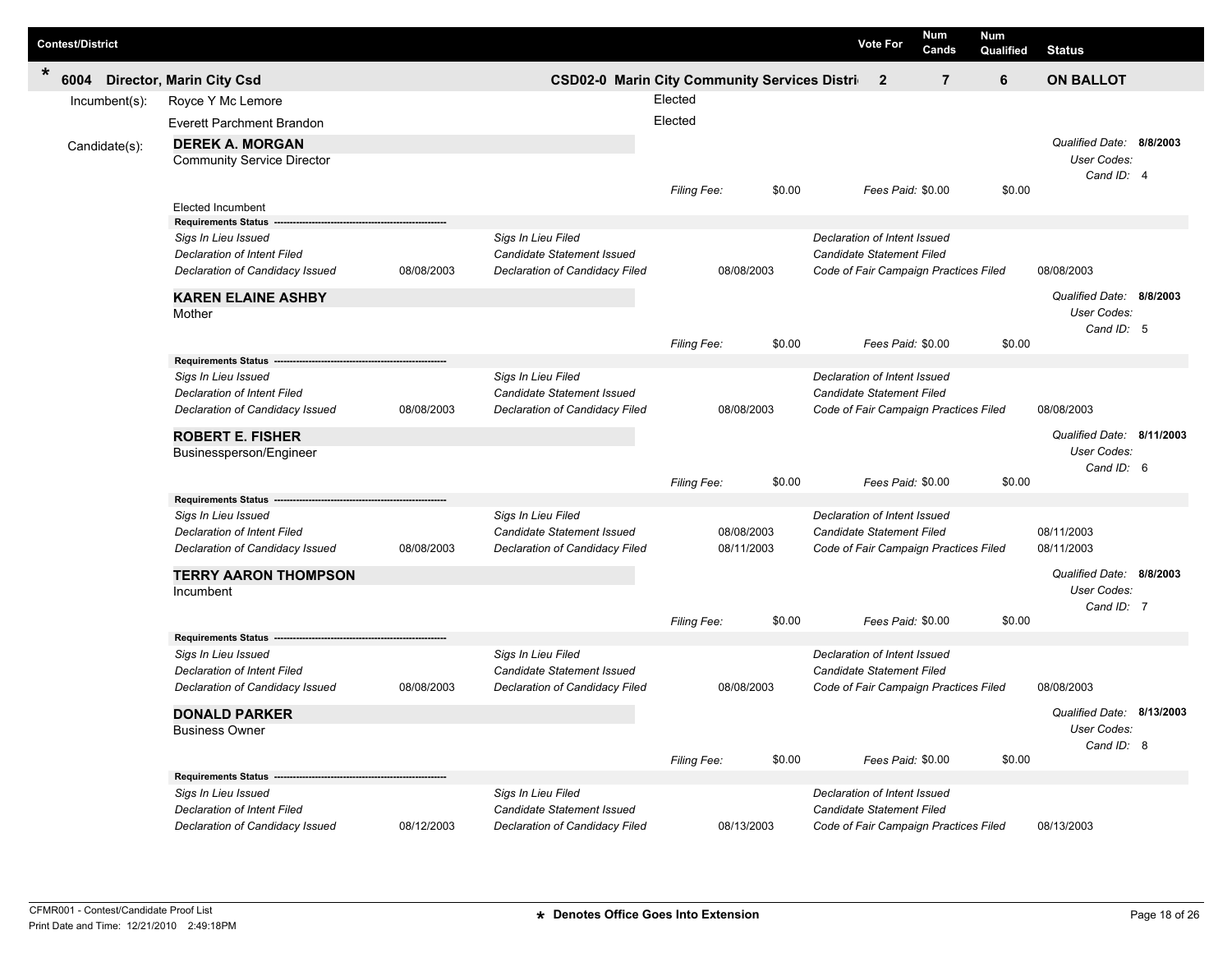| Contest/District | | Vote For | Num Cands | Num Qualified | Status |
|---|---|---|---|---|---|
| * 6004 Director, Marin City Csd | CSD02-0 Marin City Community Services Distri | 2 | 7 | 6 | ON BALLOT |

**Incumbent(s):**

- Royce Y Mc Lemore — Elected
- Everett Parchment Brandon — Elected

**Candidate(s):**

### DEREK A. MORGAN

Community Service Director

*Qualified Date:* **8/8/2003**
*User Codes:*
*Cand ID:* 4

*Filing Fee:* $0.00 *Fees Paid:* $0.00 $0.00

Elected Incumbent

**Requirements Status**

| | | | | | |
|---|---|---|---|---|---|
| *Sigs In Lieu Issued* | | *Sigs In Lieu Filed* | | *Declaration of Intent Issued* | |
| *Declaration of Intent Filed* | | *Candidate Statement Issued* | | *Candidate Statement Filed* | |
| *Declaration of Candidacy Issued* | 08/08/2003 | *Declaration of Candidacy Filed* | 08/08/2003 | *Code of Fair Campaign Practices Filed* | 08/08/2003 |

### KAREN ELAINE ASHBY

Mother

*Qualified Date:* **8/8/2003**
*User Codes:*
*Cand ID:* 5

*Filing Fee:* $0.00 *Fees Paid:* $0.00 $0.00

**Requirements Status**

| | | | | | |
|---|---|---|---|---|---|
| *Sigs In Lieu Issued* | | *Sigs In Lieu Filed* | | *Declaration of Intent Issued* | |
| *Declaration of Intent Filed* | | *Candidate Statement Issued* | | *Candidate Statement Filed* | |
| *Declaration of Candidacy Issued* | 08/08/2003 | *Declaration of Candidacy Filed* | 08/08/2003 | *Code of Fair Campaign Practices Filed* | 08/08/2003 |

### ROBERT E. FISHER

Businessperson/Engineer

*Qualified Date:* **8/11/2003**
*User Codes:*
*Cand ID:* 6

*Filing Fee:* $0.00 *Fees Paid:* $0.00 $0.00

**Requirements Status**

| | | | | | |
|---|---|---|---|---|---|
| *Sigs In Lieu Issued* | | *Sigs In Lieu Filed* | | *Declaration of Intent Issued* | |
| *Declaration of Intent Filed* | | *Candidate Statement Issued* | 08/08/2003 | *Candidate Statement Filed* | 08/11/2003 |
| *Declaration of Candidacy Issued* | 08/08/2003 | *Declaration of Candidacy Filed* | 08/11/2003 | *Code of Fair Campaign Practices Filed* | 08/11/2003 |

### TERRY AARON THOMPSON

Incumbent

*Qualified Date:* **8/8/2003**
*User Codes:*
*Cand ID:* 7

*Filing Fee:* $0.00 *Fees Paid:* $0.00 $0.00

**Requirements Status**

| | | | | | |
|---|---|---|---|---|---|
| *Sigs In Lieu Issued* | | *Sigs In Lieu Filed* | | *Declaration of Intent Issued* | |
| *Declaration of Intent Filed* | | *Candidate Statement Issued* | | *Candidate Statement Filed* | |
| *Declaration of Candidacy Issued* | 08/08/2003 | *Declaration of Candidacy Filed* | 08/08/2003 | *Code of Fair Campaign Practices Filed* | 08/08/2003 |

### DONALD PARKER

Business Owner

*Qualified Date:* **8/13/2003**
*User Codes:*
*Cand ID:* 8

*Filing Fee:* $0.00 *Fees Paid:* $0.00 $0.00

**Requirements Status**

| | | | | | |
|---|---|---|---|---|---|
| *Sigs In Lieu Issued* | | *Sigs In Lieu Filed* | | *Declaration of Intent Issued* | |
| *Declaration of Intent Filed* | | *Candidate Statement Issued* | | *Candidate Statement Filed* | |
| *Declaration of Candidacy Issued* | 08/12/2003 | *Declaration of Candidacy Filed* | 08/13/2003 | *Code of Fair Campaign Practices Filed* | 08/13/2003 |

CFMR001 - Contest/Candidate Proof List
Print Date and Time: 12/21/2010 2:49:18PM

* Denotes Office Goes Into Extension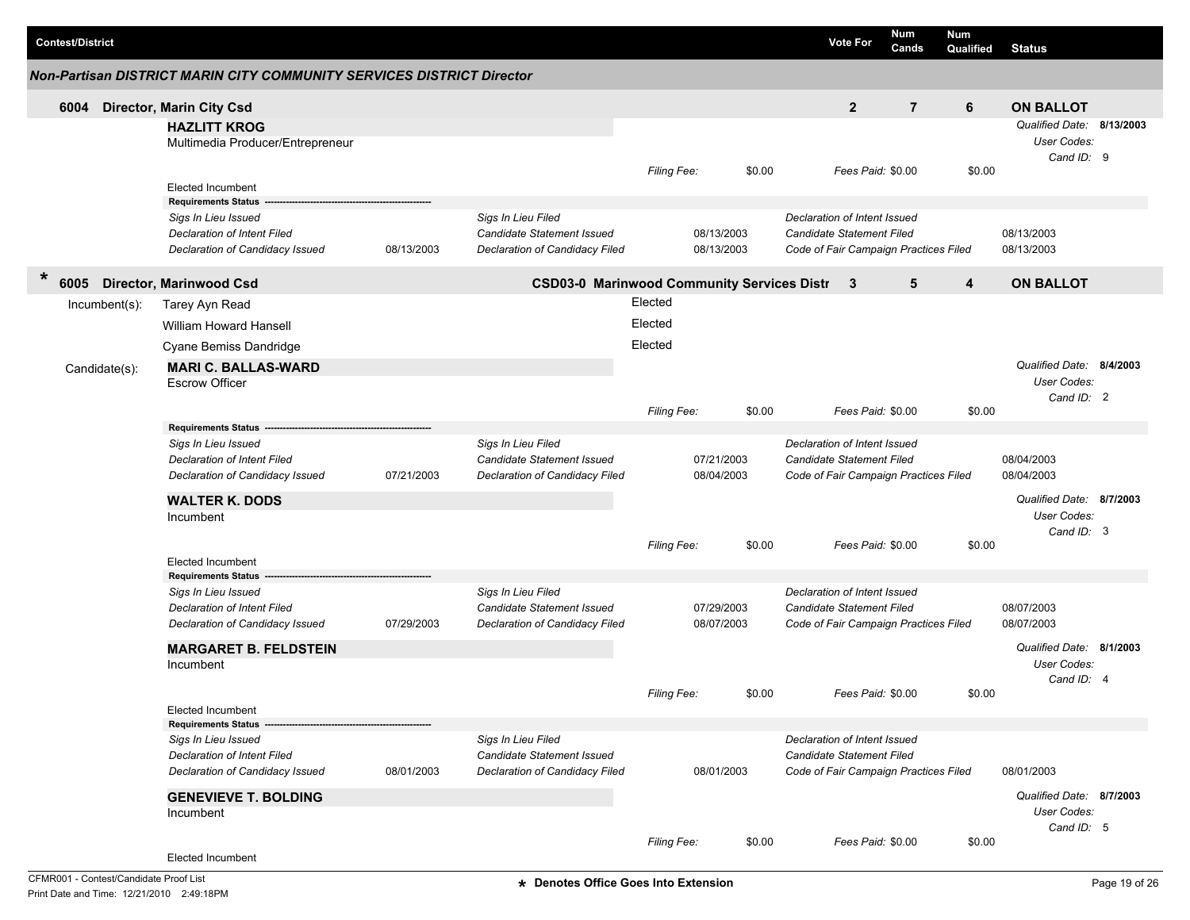| Contest/District | Vote For | Num Cands | Num Qualified | Status |
|---|---|---|---|---|

### Non-Partisan DISTRICT MARIN CITY COMMUNITY SERVICES DISTRICT Director

| | Vote For | Num Cands | Num Qualified | Status |
|---|---|---|---|---|
| **6004 Director, Marin City Csd** | **2** | **7** | **6** | **ON BALLOT** |

**HAZLITT KROG**
Multimedia Producer/Entrepreneur

*Qualified Date:* **8/13/2003**
*User Codes:*
*Cand ID:* 9

*Filing Fee:* $0.00 *Fees Paid:* $0.00 $0.00

Elected Incumbent

**Requirements Status**

| | | | | | |
|---|---|---|---|---|---|
| *Sigs In Lieu Issued* | | *Sigs In Lieu Filed* | | *Declaration of Intent Issued* | |
| *Declaration of Intent Filed* | | *Candidate Statement Issued* | 08/13/2003 | *Candidate Statement Filed* | 08/13/2003 |
| *Declaration of Candidacy Issued* | 08/13/2003 | *Declaration of Candidacy Filed* | 08/13/2003 | *Code of Fair Campaign Practices Filed* | 08/13/2003 |

| | | Vote For | Num Cands | Num Qualified | Status |
|---|---|---|---|---|---|
| * **6005 Director, Marinwood Csd** | **CSD03-0 Marinwood Community Services Distr** | **3** | **5** | **4** | **ON BALLOT** |

Incumbent(s):

| | |
|---|---|
| Tarey Ayn Read | Elected |
| William Howard Hansell | Elected |
| Cyane Bemiss Dandridge | Elected |

Candidate(s):

**MARI C. BALLAS-WARD**
Escrow Officer

*Qualified Date:* **8/4/2003**
*User Codes:*
*Cand ID:* 2

*Filing Fee:* $0.00 *Fees Paid:* $0.00 $0.00

**Requirements Status**

| | | | | | |
|---|---|---|---|---|---|
| *Sigs In Lieu Issued* | | *Sigs In Lieu Filed* | | *Declaration of Intent Issued* | |
| *Declaration of Intent Filed* | | *Candidate Statement Issued* | 07/21/2003 | *Candidate Statement Filed* | 08/04/2003 |
| *Declaration of Candidacy Issued* | 07/21/2003 | *Declaration of Candidacy Filed* | 08/04/2003 | *Code of Fair Campaign Practices Filed* | 08/04/2003 |

**WALTER K. DODS**
Incumbent

*Qualified Date:* **8/7/2003**
*User Codes:*
*Cand ID:* 3

*Filing Fee:* $0.00 *Fees Paid:* $0.00 $0.00

Elected Incumbent

**Requirements Status**

| | | | | | |
|---|---|---|---|---|---|
| *Sigs In Lieu Issued* | | *Sigs In Lieu Filed* | | *Declaration of Intent Issued* | |
| *Declaration of Intent Filed* | | *Candidate Statement Issued* | 07/29/2003 | *Candidate Statement Filed* | 08/07/2003 |
| *Declaration of Candidacy Issued* | 07/29/2003 | *Declaration of Candidacy Filed* | 08/07/2003 | *Code of Fair Campaign Practices Filed* | 08/07/2003 |

**MARGARET B. FELDSTEIN**
Incumbent

*Qualified Date:* **8/1/2003**
*User Codes:*
*Cand ID:* 4

*Filing Fee:* $0.00 *Fees Paid:* $0.00 $0.00

Elected Incumbent

**Requirements Status**

| | | | | | |
|---|---|---|---|---|---|
| *Sigs In Lieu Issued* | | *Sigs In Lieu Filed* | | *Declaration of Intent Issued* | |
| *Declaration of Intent Filed* | | *Candidate Statement Issued* | | *Candidate Statement Filed* | |
| *Declaration of Candidacy Issued* | 08/01/2003 | *Declaration of Candidacy Filed* | 08/01/2003 | *Code of Fair Campaign Practices Filed* | 08/01/2003 |

**GENEVIEVE T. BOLDING**
Incumbent

*Qualified Date:* **8/7/2003**
*User Codes:*
*Cand ID:* 5

*Filing Fee:* $0.00 *Fees Paid:* $0.00 $0.00

Elected Incumbent

CFMR001 - Contest/Candidate Proof List
Print Date and Time: 12/21/2010 2:49:18PM

\* Denotes Office Goes Into Extension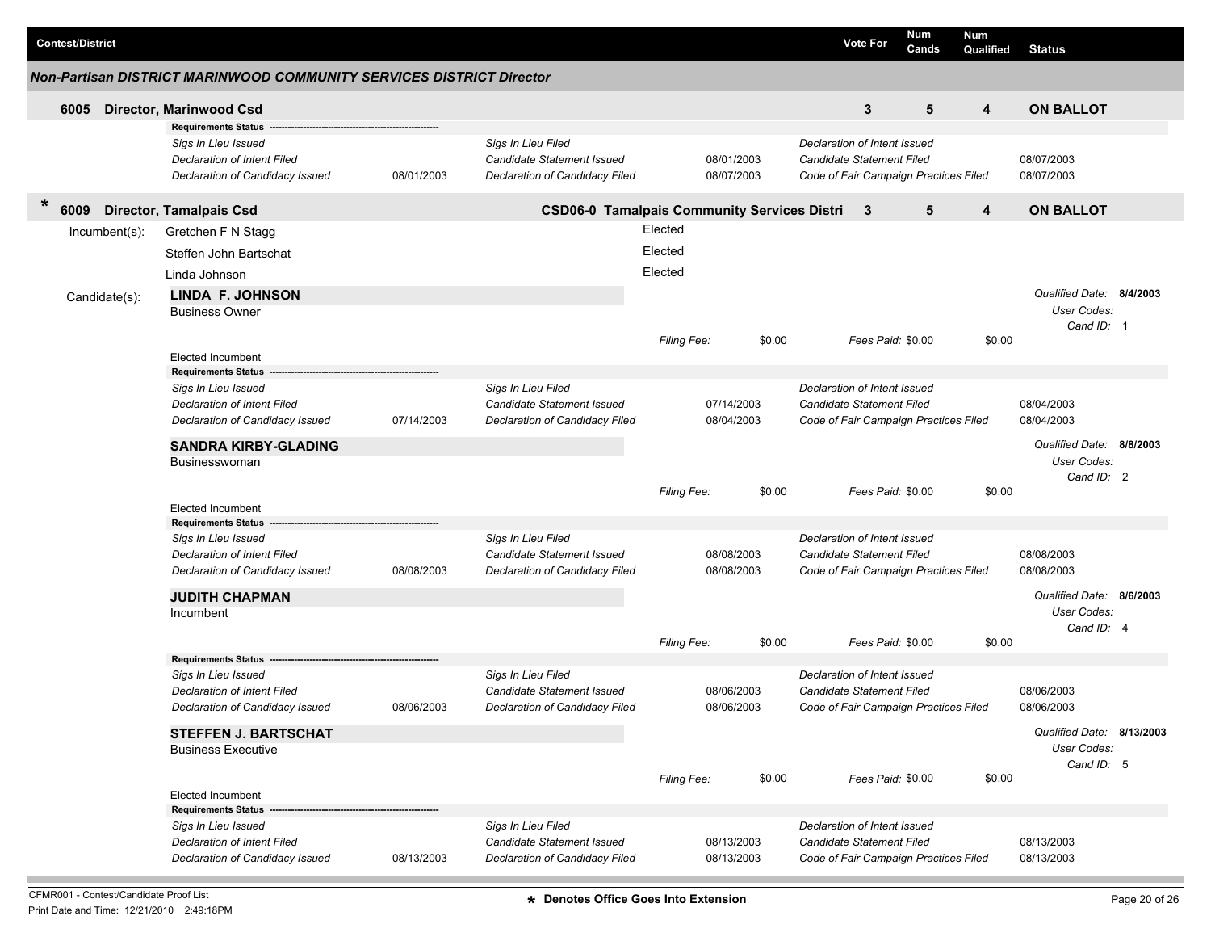| Contest/District | | | | Vote For | Num Cands | Num Qualified | Status |
|---|---|---|---|---|---|---|---|

### Non-Partisan DISTRICT MARINWOOD COMMUNITY SERVICES DISTRICT Director

**6005 Director, Marinwood Csd** — Vote For: 3 | Num Cands: 5 | Num Qualified: 4 | **ON BALLOT**

**Requirements Status**

| | | | | | |
|---|---|---|---|---|---|
| *Sigs In Lieu Issued* | | *Sigs In Lieu Filed* | | *Declaration of Intent Issued* | |
| *Declaration of Intent Filed* | | *Candidate Statement Issued* | 08/01/2003 | *Candidate Statement Filed* | 08/07/2003 |
| *Declaration of Candidacy Issued* | 08/01/2003 | *Declaration of Candidacy Filed* | 08/07/2003 | *Code of Fair Campaign Practices Filed* | 08/07/2003 |

\* **6009 Director, Tamalpais Csd** — CSD06-0 Tamalpais Community Services Distri — Vote For: 3 | Num Cands: 5 | Num Qualified: 4 | **ON BALLOT**

Incumbent(s):
- Gretchen F N Stagg — Elected
- Steffen John Bartschat — Elected
- Linda Johnson — Elected

Candidate(s):

**LINDA F. JOHNSON**
Business Owner
*Qualified Date:* **8/4/2003** | *User Codes:* | *Cand ID:* 1
*Filing Fee:* $0.00 | *Fees Paid:* $0.00 | $0.00
Elected Incumbent

**Requirements Status**

| | | | | | |
|---|---|---|---|---|---|
| *Sigs In Lieu Issued* | | *Sigs In Lieu Filed* | | *Declaration of Intent Issued* | |
| *Declaration of Intent Filed* | | *Candidate Statement Issued* | 07/14/2003 | *Candidate Statement Filed* | 08/04/2003 |
| *Declaration of Candidacy Issued* | 07/14/2003 | *Declaration of Candidacy Filed* | 08/04/2003 | *Code of Fair Campaign Practices Filed* | 08/04/2003 |

**SANDRA KIRBY-GLADING**
Businesswoman
*Qualified Date:* **8/8/2003** | *User Codes:* | *Cand ID:* 2
*Filing Fee:* $0.00 | *Fees Paid:* $0.00 | $0.00
Elected Incumbent

**Requirements Status**

| | | | | | |
|---|---|---|---|---|---|
| *Sigs In Lieu Issued* | | *Sigs In Lieu Filed* | | *Declaration of Intent Issued* | |
| *Declaration of Intent Filed* | | *Candidate Statement Issued* | 08/08/2003 | *Candidate Statement Filed* | 08/08/2003 |
| *Declaration of Candidacy Issued* | 08/08/2003 | *Declaration of Candidacy Filed* | 08/08/2003 | *Code of Fair Campaign Practices Filed* | 08/08/2003 |

**JUDITH CHAPMAN**
Incumbent
*Qualified Date:* **8/6/2003** | *User Codes:* | *Cand ID:* 4
*Filing Fee:* $0.00 | *Fees Paid:* $0.00 | $0.00

**Requirements Status**

| | | | | | |
|---|---|---|---|---|---|
| *Sigs In Lieu Issued* | | *Sigs In Lieu Filed* | | *Declaration of Intent Issued* | |
| *Declaration of Intent Filed* | | *Candidate Statement Issued* | 08/06/2003 | *Candidate Statement Filed* | 08/06/2003 |
| *Declaration of Candidacy Issued* | 08/06/2003 | *Declaration of Candidacy Filed* | 08/06/2003 | *Code of Fair Campaign Practices Filed* | 08/06/2003 |

**STEFFEN J. BARTSCHAT**
Business Executive
*Qualified Date:* **8/13/2003** | *User Codes:* | *Cand ID:* 5
*Filing Fee:* $0.00 | *Fees Paid:* $0.00 | $0.00
Elected Incumbent

**Requirements Status**

| | | | | | |
|---|---|---|---|---|---|
| *Sigs In Lieu Issued* | | *Sigs In Lieu Filed* | | *Declaration of Intent Issued* | |
| *Declaration of Intent Filed* | | *Candidate Statement Issued* | 08/13/2003 | *Candidate Statement Filed* | 08/13/2003 |
| *Declaration of Candidacy Issued* | 08/13/2003 | *Declaration of Candidacy Filed* | 08/13/2003 | *Code of Fair Campaign Practices Filed* | 08/13/2003 |

\* Denotes Office Goes Into Extension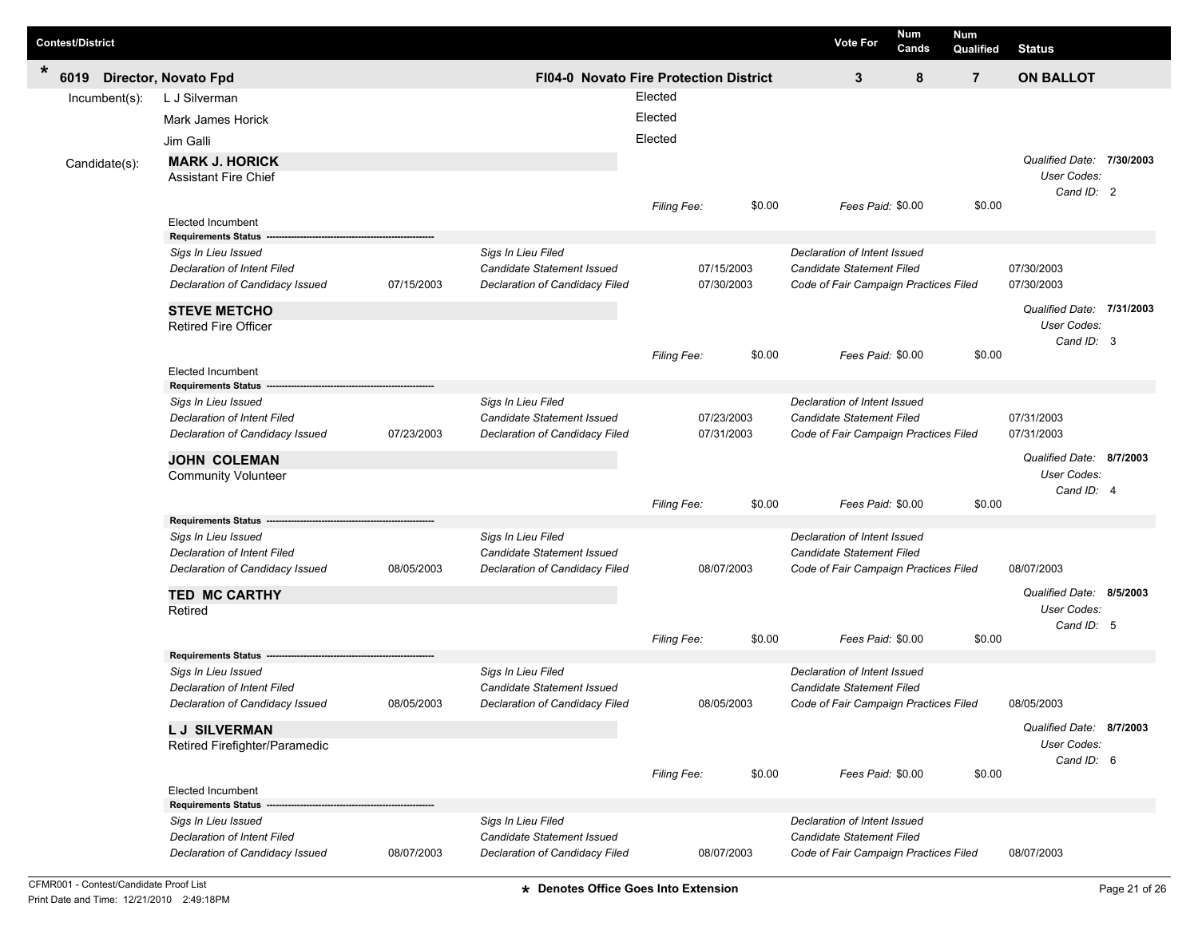| Contest/District | | Vote For | Num Cands | Num Qualified | Status |
|---|---|---|---|---|---|
| * 6019 Director, Novato Fpd | FI04-0 Novato Fire Protection District | 3 | 8 | 7 | ON BALLOT |

**Incumbent(s):**

| Name | Status |
|---|---|
| L J Silverman | Elected |
| Mark James Horick | Elected |
| Jim Galli | Elected |

**Candidate(s):**

**MARK J. HORICK**
Assistant Fire Chief

*Qualified Date:* **7/30/2003**
*User Codes:*
*Cand ID:* 2

*Filing Fee:* $0.00 *Fees Paid:* $0.00 $0.00

Elected Incumbent

**Requirements Status**

| | | | | | |
|---|---|---|---|---|---|
| *Sigs In Lieu Issued* | | *Sigs In Lieu Filed* | | *Declaration of Intent Issued* | |
| *Declaration of Intent Filed* | | *Candidate Statement Issued* | 07/15/2003 | *Candidate Statement Filed* | 07/30/2003 |
| *Declaration of Candidacy Issued* | 07/15/2003 | *Declaration of Candidacy Filed* | 07/30/2003 | *Code of Fair Campaign Practices Filed* | 07/30/2003 |

**STEVE METCHO**
Retired Fire Officer

*Qualified Date:* **7/31/2003**
*User Codes:*
*Cand ID:* 3

*Filing Fee:* $0.00 *Fees Paid:* $0.00 $0.00

Elected Incumbent

**Requirements Status**

| | | | | | |
|---|---|---|---|---|---|
| *Sigs In Lieu Issued* | | *Sigs In Lieu Filed* | | *Declaration of Intent Issued* | |
| *Declaration of Intent Filed* | | *Candidate Statement Issued* | 07/23/2003 | *Candidate Statement Filed* | 07/31/2003 |
| *Declaration of Candidacy Issued* | 07/23/2003 | *Declaration of Candidacy Filed* | 07/31/2003 | *Code of Fair Campaign Practices Filed* | 07/31/2003 |

**JOHN COLEMAN**
Community Volunteer

*Qualified Date:* **8/7/2003**
*User Codes:*
*Cand ID:* 4

*Filing Fee:* $0.00 *Fees Paid:* $0.00 $0.00

**Requirements Status**

| | | | | | |
|---|---|---|---|---|---|
| *Sigs In Lieu Issued* | | *Sigs In Lieu Filed* | | *Declaration of Intent Issued* | |
| *Declaration of Intent Filed* | | *Candidate Statement Issued* | | *Candidate Statement Filed* | |
| *Declaration of Candidacy Issued* | 08/05/2003 | *Declaration of Candidacy Filed* | 08/07/2003 | *Code of Fair Campaign Practices Filed* | 08/07/2003 |

**TED MC CARTHY**
Retired

*Qualified Date:* **8/5/2003**
*User Codes:*
*Cand ID:* 5

*Filing Fee:* $0.00 *Fees Paid:* $0.00 $0.00

**Requirements Status**

| | | | | | |
|---|---|---|---|---|---|
| *Sigs In Lieu Issued* | | *Sigs In Lieu Filed* | | *Declaration of Intent Issued* | |
| *Declaration of Intent Filed* | | *Candidate Statement Issued* | | *Candidate Statement Filed* | |
| *Declaration of Candidacy Issued* | 08/05/2003 | *Declaration of Candidacy Filed* | 08/05/2003 | *Code of Fair Campaign Practices Filed* | 08/05/2003 |

**L J SILVERMAN**
Retired Firefighter/Paramedic

*Qualified Date:* **8/7/2003**
*User Codes:*
*Cand ID:* 6

*Filing Fee:* $0.00 *Fees Paid:* $0.00 $0.00

Elected Incumbent

**Requirements Status**

| | | | | | |
|---|---|---|---|---|---|
| *Sigs In Lieu Issued* | | *Sigs In Lieu Filed* | | *Declaration of Intent Issued* | |
| *Declaration of Intent Filed* | | *Candidate Statement Issued* | | *Candidate Statement Filed* | |
| *Declaration of Candidacy Issued* | 08/07/2003 | *Declaration of Candidacy Filed* | 08/07/2003 | *Code of Fair Campaign Practices Filed* | 08/07/2003 |

CFMR001 - Contest/Candidate Proof List
Print Date and Time: 12/21/2010 2:49:18PM

\* Denotes Office Goes Into Extension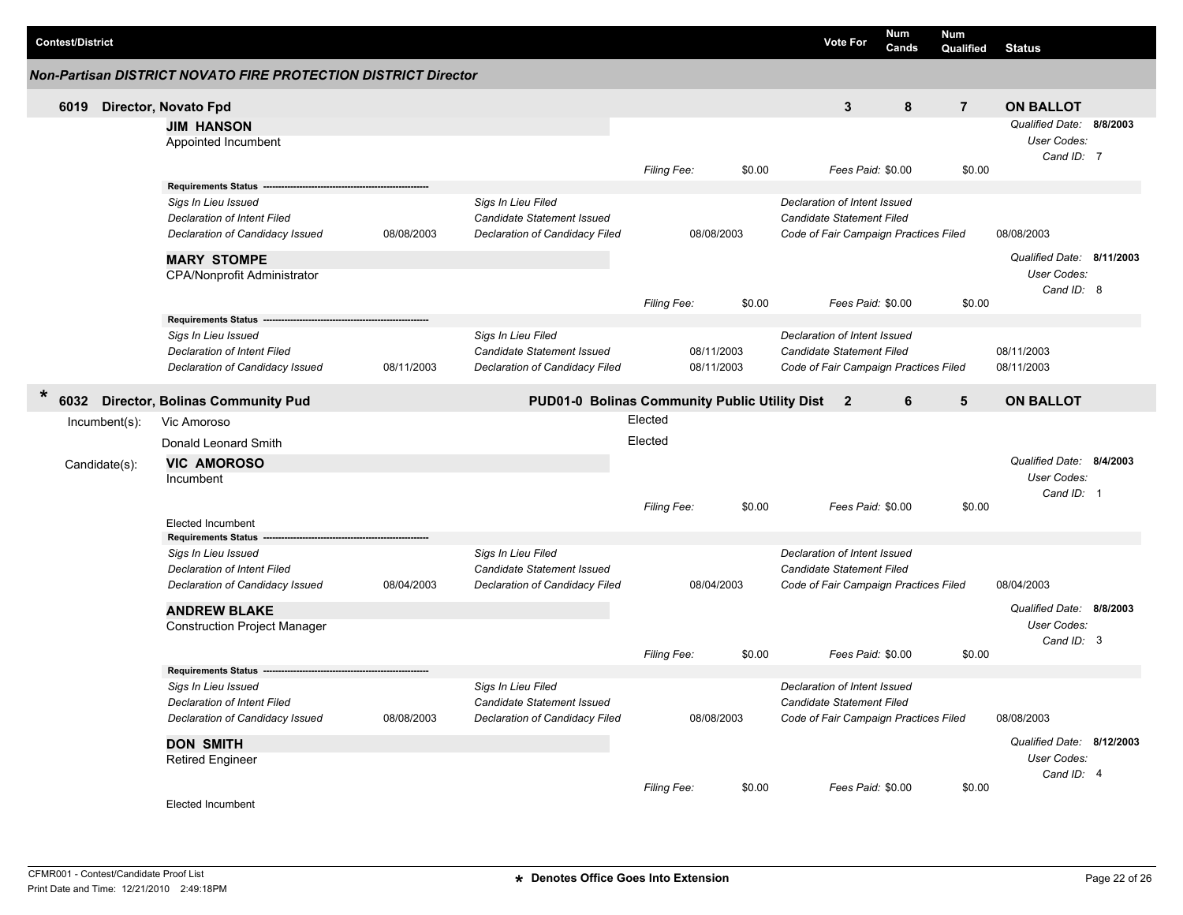| Contest/District | Vote For | Num Cands | Num Qualified | Status |
|---|---|---|---|---|

### Non-Partisan DISTRICT NOVATO FIRE PROTECTION DISTRICT Director

**6019 Director, Novato Fpd** — Vote For: **3** | Num Cands: **8** | Num Qualified: **7** | **ON BALLOT**

**JIM HANSON**
Appointed Incumbent

*Qualified Date:* **8/8/2003**
*User Codes:*
*Cand ID:* 7

*Filing Fee:* $0.00 *Fees Paid:* $0.00 $0.00

**Requirements Status**

| | | | | | |
|---|---|---|---|---|---|
| *Sigs In Lieu Issued* | | *Sigs In Lieu Filed* | | *Declaration of Intent Issued* | |
| *Declaration of Intent Filed* | | *Candidate Statement Issued* | | *Candidate Statement Filed* | |
| *Declaration of Candidacy Issued* | 08/08/2003 | *Declaration of Candidacy Filed* | 08/08/2003 | *Code of Fair Campaign Practices Filed* | 08/08/2003 |

**MARY STOMPE**
CPA/Nonprofit Administrator

*Qualified Date:* **8/11/2003**
*User Codes:*
*Cand ID:* 8

*Filing Fee:* $0.00 *Fees Paid:* $0.00 $0.00

**Requirements Status**

| | | | | | |
|---|---|---|---|---|---|
| *Sigs In Lieu Issued* | | *Sigs In Lieu Filed* | | *Declaration of Intent Issued* | |
| *Declaration of Intent Filed* | | *Candidate Statement Issued* | 08/11/2003 | *Candidate Statement Filed* | 08/11/2003 |
| *Declaration of Candidacy Issued* | 08/11/2003 | *Declaration of Candidacy Filed* | 08/11/2003 | *Code of Fair Campaign Practices Filed* | 08/11/2003 |

**\* 6032 Director, Bolinas Community Pud** — **PUD01-0 Bolinas Community Public Utility Dist** — Vote For: **2** | Num Cands: **6** | Num Qualified: **5** | **ON BALLOT**

Incumbent(s):
- Vic Amoroso — Elected
- Donald Leonard Smith — Elected

Candidate(s):

**VIC AMOROSO**
Incumbent

*Qualified Date:* **8/4/2003**
*User Codes:*
*Cand ID:* 1

*Filing Fee:* $0.00 *Fees Paid:* $0.00 $0.00

Elected Incumbent

**Requirements Status**

| | | | | | |
|---|---|---|---|---|---|
| *Sigs In Lieu Issued* | | *Sigs In Lieu Filed* | | *Declaration of Intent Issued* | |
| *Declaration of Intent Filed* | | *Candidate Statement Issued* | | *Candidate Statement Filed* | |
| *Declaration of Candidacy Issued* | 08/04/2003 | *Declaration of Candidacy Filed* | 08/04/2003 | *Code of Fair Campaign Practices Filed* | 08/04/2003 |

**ANDREW BLAKE**
Construction Project Manager

*Qualified Date:* **8/8/2003**
*User Codes:*
*Cand ID:* 3

*Filing Fee:* $0.00 *Fees Paid:* $0.00 $0.00

**Requirements Status**

| | | | | | |
|---|---|---|---|---|---|
| *Sigs In Lieu Issued* | | *Sigs In Lieu Filed* | | *Declaration of Intent Issued* | |
| *Declaration of Intent Filed* | | *Candidate Statement Issued* | | *Candidate Statement Filed* | |
| *Declaration of Candidacy Issued* | 08/08/2003 | *Declaration of Candidacy Filed* | 08/08/2003 | *Code of Fair Campaign Practices Filed* | 08/08/2003 |

**DON SMITH**
Retired Engineer

*Qualified Date:* **8/12/2003**
*User Codes:*
*Cand ID:* 4

*Filing Fee:* $0.00 *Fees Paid:* $0.00 $0.00

Elected Incumbent

CFMR001 - Contest/Candidate Proof List
Print Date and Time: 12/21/2010 2:49:18PM

\* Denotes Office Goes Into Extension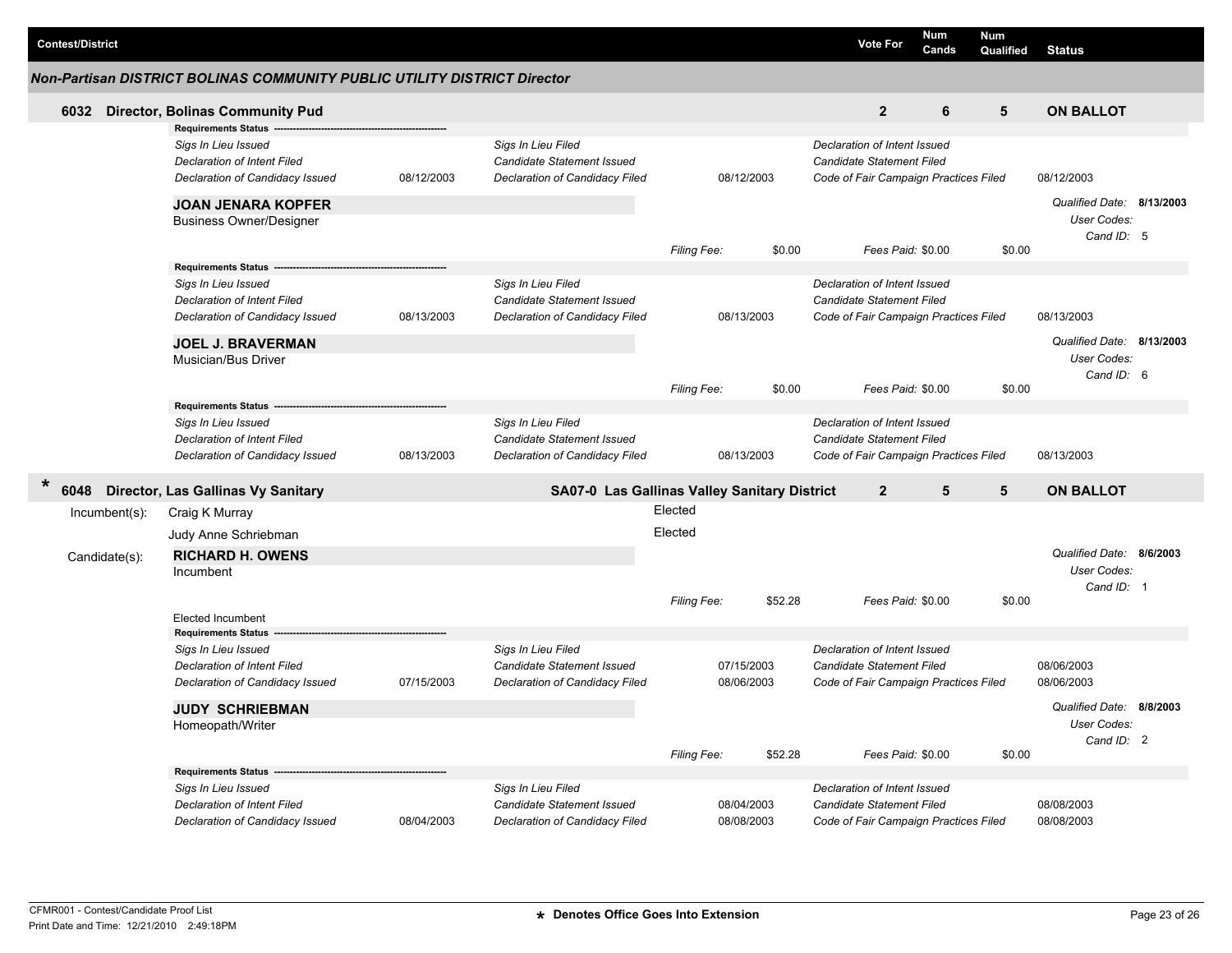| Contest/District | Vote For | Num Cands | Num Qualified | Status |
|---|---|---|---|---|

## Non-Partisan DISTRICT BOLINAS COMMUNITY PUBLIC UTILITY DISTRICT Director

### 6032 Director, Bolinas Community Pud

| Vote For | Num Cands | Num Qualified | Status |
|---|---|---|---|
| 2 | 6 | 5 | ON BALLOT |

**Requirements Status**

| | | | | | |
|---|---|---|---|---|---|
| *Sigs In Lieu Issued* | | *Sigs In Lieu Filed* | | *Declaration of Intent Issued* | |
| *Declaration of Intent Filed* | | *Candidate Statement Issued* | | *Candidate Statement Filed* | |
| *Declaration of Candidacy Issued* | 08/12/2003 | *Declaration of Candidacy Filed* | 08/12/2003 | *Code of Fair Campaign Practices Filed* | 08/12/2003 |

**JOAN JENARA KOPFER**
Business Owner/Designer

*Qualified Date:* **8/13/2003**
*User Codes:*
*Cand ID:* 5

*Filing Fee:* $0.00 *Fees Paid:* $0.00 $0.00

**Requirements Status**

| | | | | | |
|---|---|---|---|---|---|
| *Sigs In Lieu Issued* | | *Sigs In Lieu Filed* | | *Declaration of Intent Issued* | |
| *Declaration of Intent Filed* | | *Candidate Statement Issued* | | *Candidate Statement Filed* | |
| *Declaration of Candidacy Issued* | 08/13/2003 | *Declaration of Candidacy Filed* | 08/13/2003 | *Code of Fair Campaign Practices Filed* | 08/13/2003 |

**JOEL J. BRAVERMAN**
Musician/Bus Driver

*Qualified Date:* **8/13/2003**
*User Codes:*
*Cand ID:* 6

*Filing Fee:* $0.00 *Fees Paid:* $0.00 $0.00

**Requirements Status**

| | | | | | |
|---|---|---|---|---|---|
| *Sigs In Lieu Issued* | | *Sigs In Lieu Filed* | | *Declaration of Intent Issued* | |
| *Declaration of Intent Filed* | | *Candidate Statement Issued* | | *Candidate Statement Filed* | |
| *Declaration of Candidacy Issued* | 08/13/2003 | *Declaration of Candidacy Filed* | 08/13/2003 | *Code of Fair Campaign Practices Filed* | 08/13/2003 |

### * 6048 Director, Las Gallinas Vy Sanitary — SA07-0 Las Gallinas Valley Sanitary District

| Vote For | Num Cands | Num Qualified | Status |
|---|---|---|---|
| 2 | 5 | 5 | ON BALLOT |

Incumbent(s):

| | |
|---|---|
| Craig K Murray | Elected |
| Judy Anne Schriebman | Elected |

Candidate(s):

**RICHARD H. OWENS**
Incumbent

*Qualified Date:* **8/6/2003**
*User Codes:*
*Cand ID:* 1

*Filing Fee:* $52.28 *Fees Paid:* $0.00 $0.00

Elected Incumbent

**Requirements Status**

| | | | | | |
|---|---|---|---|---|---|
| *Sigs In Lieu Issued* | | *Sigs In Lieu Filed* | | *Declaration of Intent Issued* | |
| *Declaration of Intent Filed* | | *Candidate Statement Issued* | 07/15/2003 | *Candidate Statement Filed* | 08/06/2003 |
| *Declaration of Candidacy Issued* | 07/15/2003 | *Declaration of Candidacy Filed* | 08/06/2003 | *Code of Fair Campaign Practices Filed* | 08/06/2003 |

**JUDY SCHRIEBMAN**
Homeopath/Writer

*Qualified Date:* **8/8/2003**
*User Codes:*
*Cand ID:* 2

*Filing Fee:* $52.28 *Fees Paid:* $0.00 $0.00

**Requirements Status**

| | | | | | |
|---|---|---|---|---|---|
| *Sigs In Lieu Issued* | | *Sigs In Lieu Filed* | | *Declaration of Intent Issued* | |
| *Declaration of Intent Filed* | | *Candidate Statement Issued* | 08/04/2003 | *Candidate Statement Filed* | 08/08/2003 |
| *Declaration of Candidacy Issued* | 08/04/2003 | *Declaration of Candidacy Filed* | 08/08/2003 | *Code of Fair Campaign Practices Filed* | 08/08/2003 |

CFMR001 - Contest/Candidate Proof List
Print Date and Time: 12/21/2010 2:49:18PM

\* Denotes Office Goes Into Extension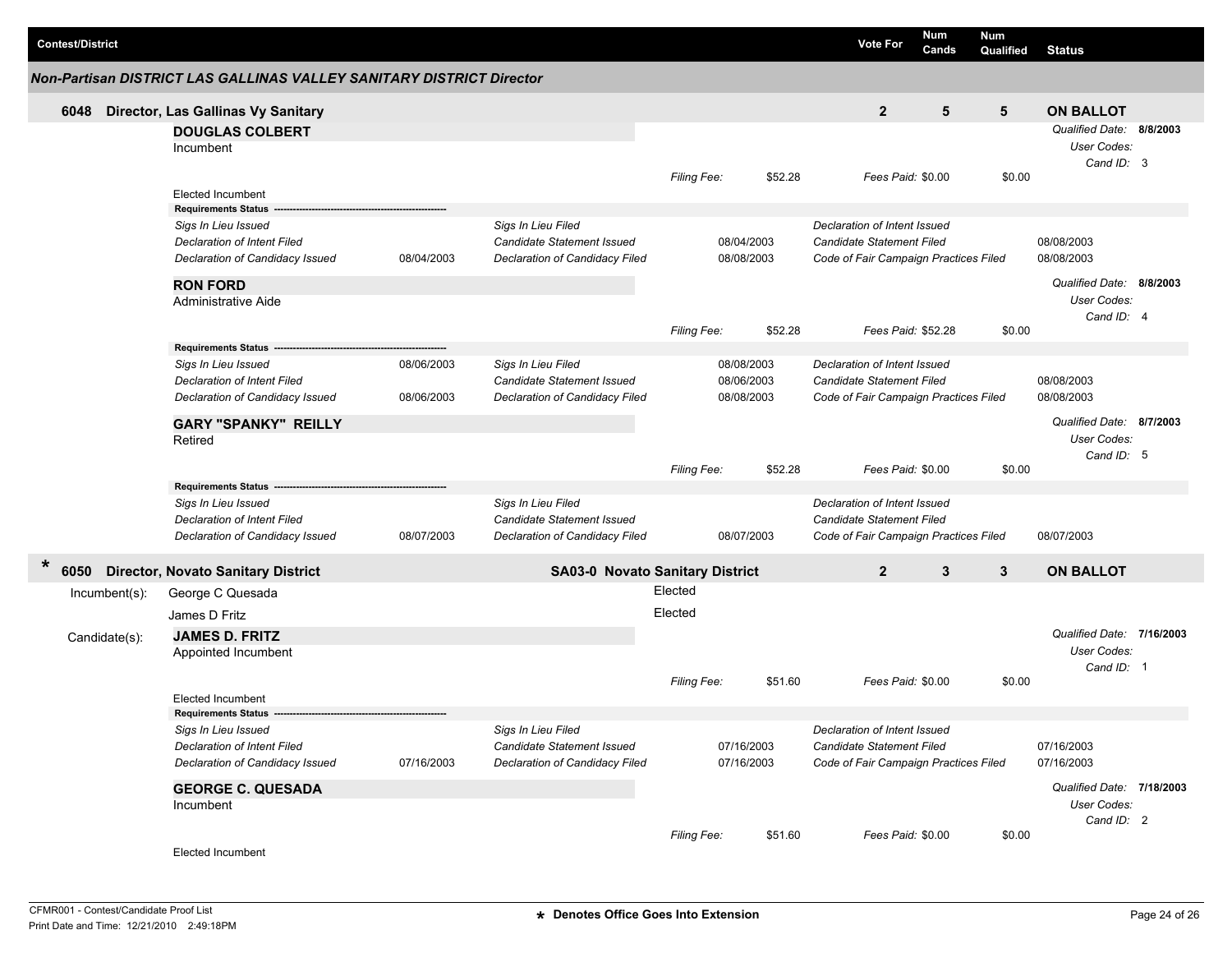| Contest/District | Vote For | Num Cands | Num Qualified | Status |
|---|---|---|---|---|

## Non-Partisan DISTRICT LAS GALLINAS VALLEY SANITARY DISTRICT Director

### 6048 Director, Las Gallinas Vy Sanitary — Vote For: 2 — Num Cands: 5 — Num Qualified: 5 — ON BALLOT

**DOUGLAS COLBERT**
Incumbent

*Qualified Date:* 8/8/2003
*User Codes:*
*Cand ID:* 3

*Filing Fee:* $52.28 *Fees Paid:* $0.00 $0.00

Elected Incumbent

**Requirements Status**

| | | | | | |
|---|---|---|---|---|---|
| *Sigs In Lieu Issued* | | *Sigs In Lieu Filed* | | *Declaration of Intent Issued* | |
| *Declaration of Intent Filed* | | *Candidate Statement Issued* | 08/04/2003 | *Candidate Statement Filed* | 08/08/2003 |
| *Declaration of Candidacy Issued* | 08/04/2003 | *Declaration of Candidacy Filed* | 08/08/2003 | *Code of Fair Campaign Practices Filed* | 08/08/2003 |

**RON FORD**
Administrative Aide

*Qualified Date:* 8/8/2003
*User Codes:*
*Cand ID:* 4

*Filing Fee:* $52.28 *Fees Paid:* $52.28 $0.00

**Requirements Status**

| | | | | | |
|---|---|---|---|---|---|
| *Sigs In Lieu Issued* | 08/06/2003 | *Sigs In Lieu Filed* | 08/08/2003 | *Declaration of Intent Issued* | |
| *Declaration of Intent Filed* | | *Candidate Statement Issued* | 08/06/2003 | *Candidate Statement Filed* | 08/08/2003 |
| *Declaration of Candidacy Issued* | 08/06/2003 | *Declaration of Candidacy Filed* | 08/08/2003 | *Code of Fair Campaign Practices Filed* | 08/08/2003 |

**GARY "SPANKY" REILLY**
Retired

*Qualified Date:* 8/7/2003
*User Codes:*
*Cand ID:* 5

*Filing Fee:* $52.28 *Fees Paid:* $0.00 $0.00

**Requirements Status**

| | | | | | |
|---|---|---|---|---|---|
| *Sigs In Lieu Issued* | | *Sigs In Lieu Filed* | | *Declaration of Intent Issued* | |
| *Declaration of Intent Filed* | | *Candidate Statement Issued* | | *Candidate Statement Filed* | |
| *Declaration of Candidacy Issued* | 08/07/2003 | *Declaration of Candidacy Filed* | 08/07/2003 | *Code of Fair Campaign Practices Filed* | 08/07/2003 |

### * 6050 Director, Novato Sanitary District — SA03-0 Novato Sanitary District — Vote For: 2 — Num Cands: 3 — Num Qualified: 3 — ON BALLOT

Incumbent(s):
- George C Quesada — Elected
- James D Fritz — Elected

Candidate(s):

**JAMES D. FRITZ**
Appointed Incumbent

*Qualified Date:* 7/16/2003
*User Codes:*
*Cand ID:* 1

*Filing Fee:* $51.60 *Fees Paid:* $0.00 $0.00

Elected Incumbent

**Requirements Status**

| | | | | | |
|---|---|---|---|---|---|
| *Sigs In Lieu Issued* | | *Sigs In Lieu Filed* | | *Declaration of Intent Issued* | |
| *Declaration of Intent Filed* | | *Candidate Statement Issued* | 07/16/2003 | *Candidate Statement Filed* | 07/16/2003 |
| *Declaration of Candidacy Issued* | 07/16/2003 | *Declaration of Candidacy Filed* | 07/16/2003 | *Code of Fair Campaign Practices Filed* | 07/16/2003 |

**GEORGE C. QUESADA**
Incumbent

*Qualified Date:* 7/18/2003
*User Codes:*
*Cand ID:* 2

*Filing Fee:* $51.60 *Fees Paid:* $0.00 $0.00

Elected Incumbent

CFMR001 - Contest/Candidate Proof List
Print Date and Time: 12/21/2010 2:49:18PM

* Denotes Office Goes Into Extension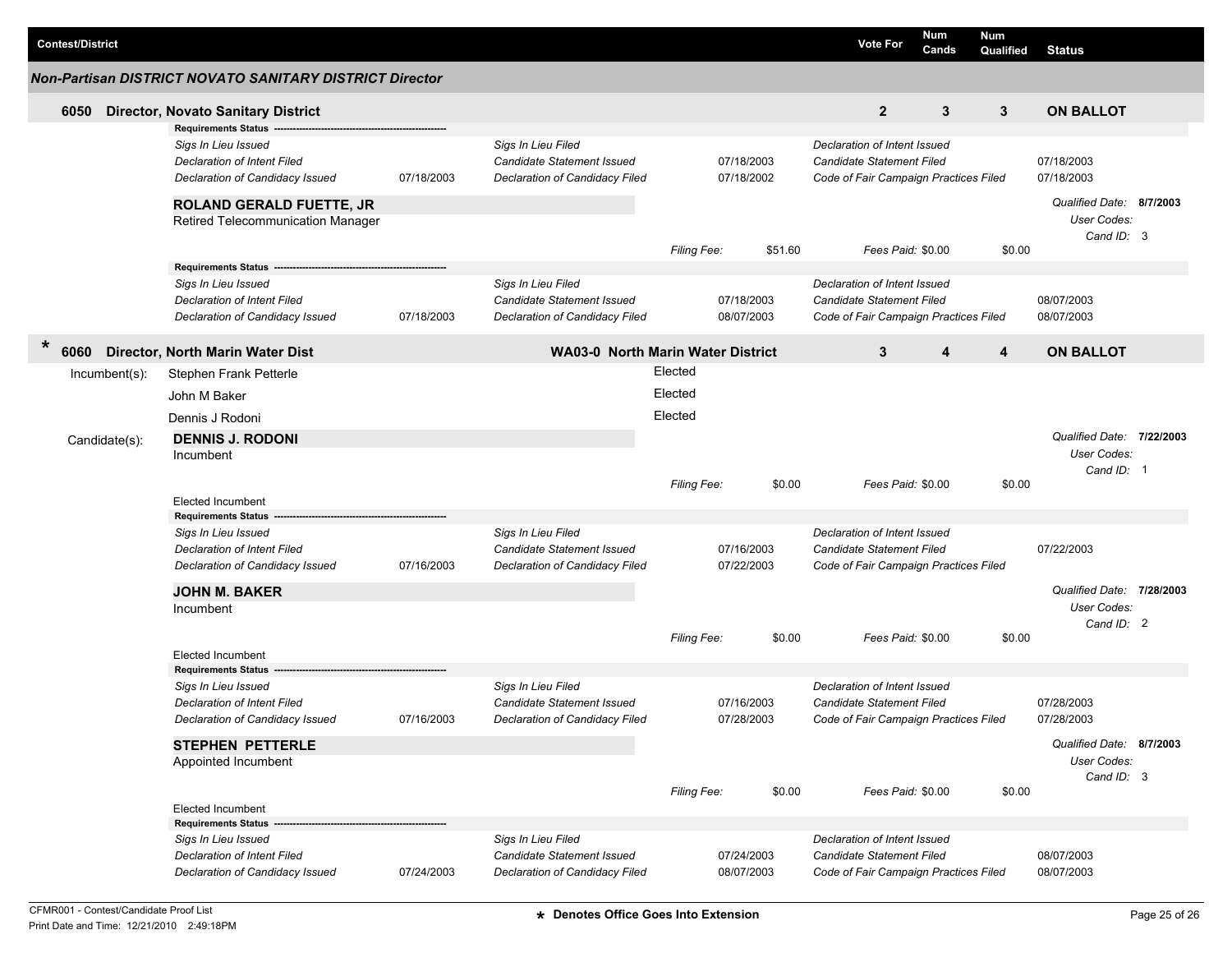| Contest/District | Vote For | Num Cands | Num Qualified | Status |
|---|---|---|---|---|

## Non-Partisan DISTRICT NOVATO SANITARY DISTRICT Director

### 6050 Director, Novato Sanitary District

| Vote For | Num Cands | Num Qualified | Status |
|---|---|---|---|
| 2 | 3 | 3 | ON BALLOT |

**Requirements Status**

| | | | | | |
|---|---|---|---|---|---|
| *Sigs In Lieu Issued* | | *Sigs In Lieu Filed* | | *Declaration of Intent Issued* | |
| *Declaration of Intent Filed* | | *Candidate Statement Issued* | 07/18/2003 | *Candidate Statement Filed* | 07/18/2003 |
| *Declaration of Candidacy Issued* | 07/18/2003 | *Declaration of Candidacy Filed* | 07/18/2002 | *Code of Fair Campaign Practices Filed* | 07/18/2003 |

**ROLAND GERALD FUETTE, JR**
Retired Telecommunication Manager

*Qualified Date:* **8/7/2003**
*User Codes:*
*Cand ID:* 3

*Filing Fee:* $51.60 *Fees Paid:* $0.00 $0.00

**Requirements Status**

| | | | | | |
|---|---|---|---|---|---|
| *Sigs In Lieu Issued* | | *Sigs In Lieu Filed* | | *Declaration of Intent Issued* | |
| *Declaration of Intent Filed* | | *Candidate Statement Issued* | 07/18/2003 | *Candidate Statement Filed* | 08/07/2003 |
| *Declaration of Candidacy Issued* | 07/18/2003 | *Declaration of Candidacy Filed* | 08/07/2003 | *Code of Fair Campaign Practices Filed* | 08/07/2003 |

### * 6060 Director, North Marin Water Dist — WA03-0 North Marin Water District

| Vote For | Num Cands | Num Qualified | Status |
|---|---|---|---|
| 3 | 4 | 4 | ON BALLOT |

**Incumbent(s):**

| Incumbent | Status |
|---|---|
| Stephen Frank Petterle | Elected |
| John M Baker | Elected |
| Dennis J Rodoni | Elected |

**Candidate(s):**

**DENNIS J. RODONI**
Incumbent

*Qualified Date:* **7/22/2003**
*User Codes:*
*Cand ID:* 1

*Filing Fee:* $0.00 *Fees Paid:* $0.00 $0.00

Elected Incumbent

**Requirements Status**

| | | | | | |
|---|---|---|---|---|---|
| *Sigs In Lieu Issued* | | *Sigs In Lieu Filed* | | *Declaration of Intent Issued* | |
| *Declaration of Intent Filed* | | *Candidate Statement Issued* | 07/16/2003 | *Candidate Statement Filed* | 07/22/2003 |
| *Declaration of Candidacy Issued* | 07/16/2003 | *Declaration of Candidacy Filed* | 07/22/2003 | *Code of Fair Campaign Practices Filed* | |

**JOHN M. BAKER**
Incumbent

*Qualified Date:* **7/28/2003**
*User Codes:*
*Cand ID:* 2

*Filing Fee:* $0.00 *Fees Paid:* $0.00 $0.00

Elected Incumbent

**Requirements Status**

| | | | | | |
|---|---|---|---|---|---|
| *Sigs In Lieu Issued* | | *Sigs In Lieu Filed* | | *Declaration of Intent Issued* | |
| *Declaration of Intent Filed* | | *Candidate Statement Issued* | 07/16/2003 | *Candidate Statement Filed* | 07/28/2003 |
| *Declaration of Candidacy Issued* | 07/16/2003 | *Declaration of Candidacy Filed* | 07/28/2003 | *Code of Fair Campaign Practices Filed* | 07/28/2003 |

**STEPHEN PETTERLE**
Appointed Incumbent

*Qualified Date:* **8/7/2003**
*User Codes:*
*Cand ID:* 3

*Filing Fee:* $0.00 *Fees Paid:* $0.00 $0.00

Elected Incumbent

**Requirements Status**

| | | | | | |
|---|---|---|---|---|---|
| *Sigs In Lieu Issued* | | *Sigs In Lieu Filed* | | *Declaration of Intent Issued* | |
| *Declaration of Intent Filed* | | *Candidate Statement Issued* | 07/24/2003 | *Candidate Statement Filed* | 08/07/2003 |
| *Declaration of Candidacy Issued* | 07/24/2003 | *Declaration of Candidacy Filed* | 08/07/2003 | *Code of Fair Campaign Practices Filed* | 08/07/2003 |

\* Denotes Office Goes Into Extension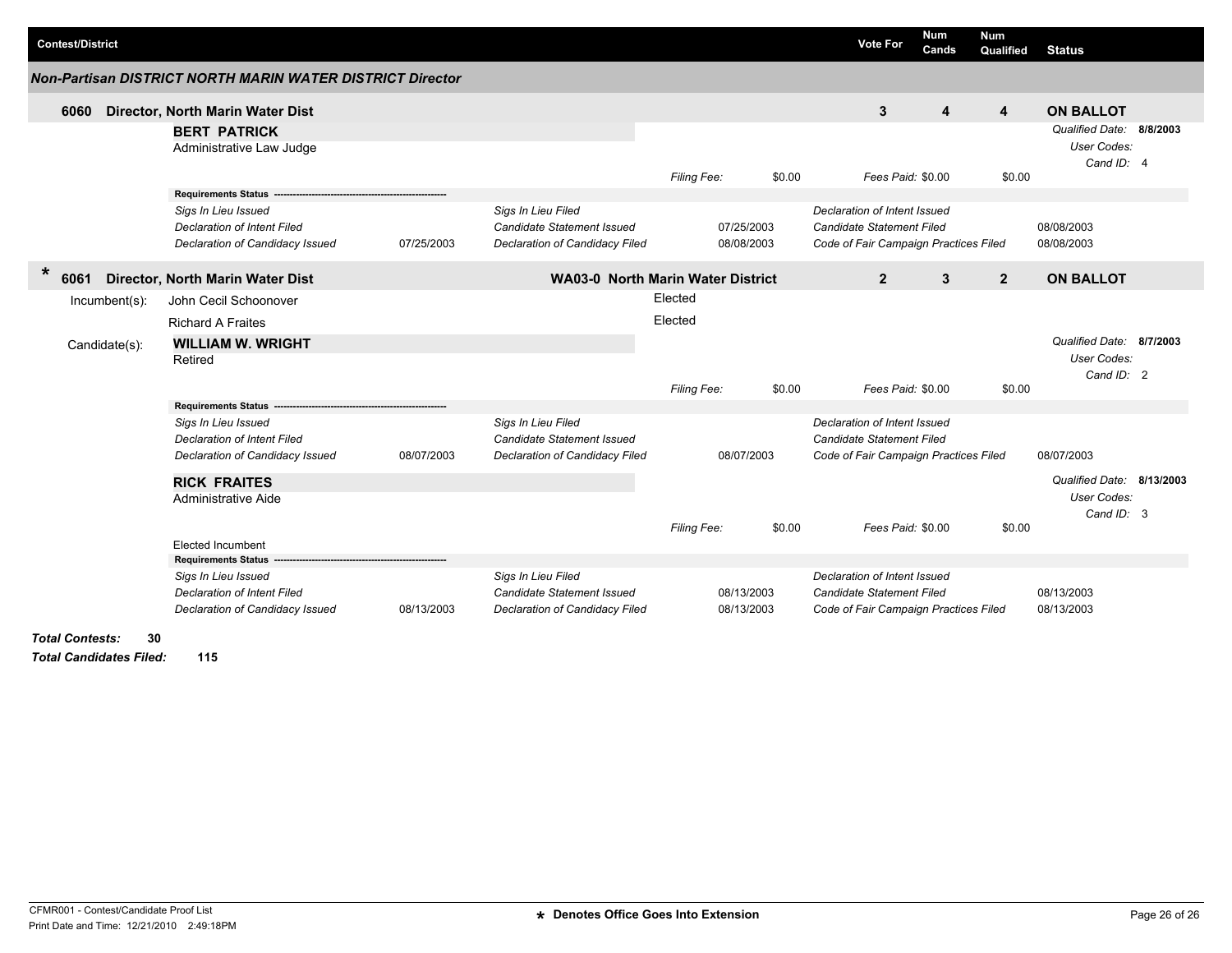| Contest/District | Vote For | Num Cands | Num Qualified | Status |
|---|---|---|---|---|

### *Non-Partisan DISTRICT NORTH MARIN WATER DISTRICT Director*

**6060 Director, North Marin Water Dist** — Vote For: **3** — Num Cands: **4** — Num Qualified: **4** — **ON BALLOT**

**BERT PATRICK**
Administrative Law Judge

*Qualified Date:* **8/8/2003**
*User Codes:*
*Cand ID:* 4

*Filing Fee:* $0.00 *Fees Paid:* $0.00 $0.00

**Requirements Status**

| | | | | | |
|---|---|---|---|---|---|
| *Sigs In Lieu Issued* | | *Sigs In Lieu Filed* | | *Declaration of Intent Issued* | |
| *Declaration of Intent Filed* | | *Candidate Statement Issued* | 07/25/2003 | *Candidate Statement Filed* | 08/08/2003 |
| *Declaration of Candidacy Issued* | 07/25/2003 | *Declaration of Candidacy Filed* | 08/08/2003 | *Code of Fair Campaign Practices Filed* | 08/08/2003 |

**\* 6061 Director, North Marin Water Dist** — **WA03-0 North Marin Water District** — Vote For: **2** — Num Cands: **3** — Num Qualified: **2** — **ON BALLOT**

Incumbent(s):
- John Cecil Schoonover — Elected
- Richard A Fraites — Elected

Candidate(s):

**WILLIAM W. WRIGHT**
Retired

*Qualified Date:* **8/7/2003**
*User Codes:*
*Cand ID:* 2

*Filing Fee:* $0.00 *Fees Paid:* $0.00 $0.00

**Requirements Status**

| | | | | | |
|---|---|---|---|---|---|
| *Sigs In Lieu Issued* | | *Sigs In Lieu Filed* | | *Declaration of Intent Issued* | |
| *Declaration of Intent Filed* | | *Candidate Statement Issued* | | *Candidate Statement Filed* | |
| *Declaration of Candidacy Issued* | 08/07/2003 | *Declaration of Candidacy Filed* | 08/07/2003 | *Code of Fair Campaign Practices Filed* | 08/07/2003 |

**RICK FRAITES**
Administrative Aide

*Qualified Date:* **8/13/2003**
*User Codes:*
*Cand ID:* 3

*Filing Fee:* $0.00 *Fees Paid:* $0.00 $0.00

Elected Incumbent

**Requirements Status**

| | | | | | |
|---|---|---|---|---|---|
| *Sigs In Lieu Issued* | | *Sigs In Lieu Filed* | | *Declaration of Intent Issued* | |
| *Declaration of Intent Filed* | | *Candidate Statement Issued* | 08/13/2003 | *Candidate Statement Filed* | 08/13/2003 |
| *Declaration of Candidacy Issued* | 08/13/2003 | *Declaration of Candidacy Filed* | 08/13/2003 | *Code of Fair Campaign Practices Filed* | 08/13/2003 |

***Total Contests:*** **30**
***Total Candidates Filed:*** **115**

CFMR001 - Contest/Candidate Proof List
Print Date and Time: 12/21/2010 2:49:18PM

**\* Denotes Office Goes Into Extension**